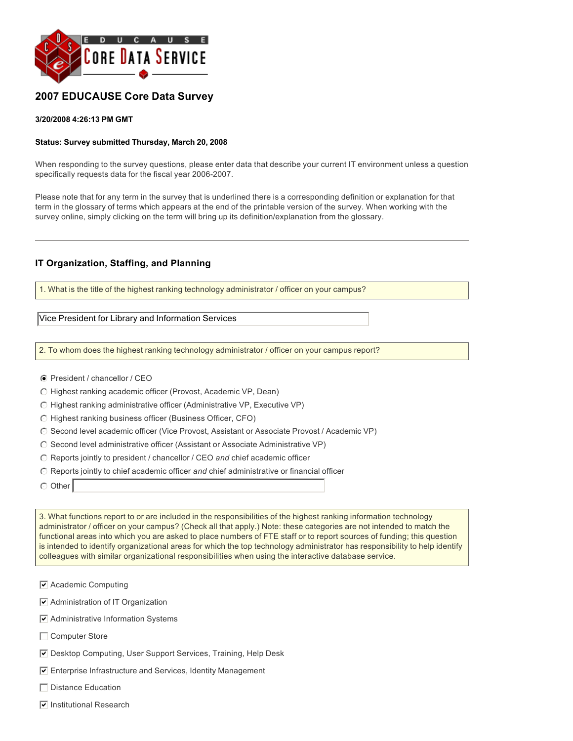EDUCAUSE CORE DATA SERVICE

## 2007 EDUCAUSE Core Data Survey

**3/20/2008 4:26:13 PM GMT**

**Status: Survey submitted Thursday, March 20, 2008**

When responding to the survey questions, please enter data that describe your current IT environment unless a question specifically requests data for the fiscal year 2006-2007.

Please note that for any term in the survey that is underlined there is a corresponding definition or explanation for that term in the glossary of terms which appears at the end of the printable version of the survey. When working with the survey online, simply clicking on the term will bring up its definition/explanation from the glossary.

---

### IT Organization, Staffing, and Planning

1. What is the title of the highest ranking technology administrator / officer on your campus?

Vice President for Library and Information Services

2. To whom does the highest ranking technology administrator / officer on your campus report?

- (x) President / chancellor / CEO
- ( ) Highest ranking academic officer (Provost, Academic VP, Dean)
- ( ) Highest ranking administrative officer (Administrative VP, Executive VP)
- ( ) Highest ranking business officer (Business Officer, CFO)
- ( ) Second level academic officer (Vice Provost, Assistant or Associate Provost / Academic VP)
- ( ) Second level administrative officer (Assistant or Associate Administrative VP)
- ( ) Reports jointly to president / chancellor / CEO *and* chief academic officer
- ( ) Reports jointly to chief academic officer *and* chief administrative or financial officer
- ( ) Other

3. What functions report to or are included in the responsibilities of the highest ranking information technology administrator / officer on your campus? (Check all that apply.) Note: these categories are not intended to match the functional areas into which you are asked to place numbers of FTE staff or to report sources of funding; this question is intended to identify organizational areas for which the top technology administrator has responsibility to help identify colleagues with similar organizational responsibilities when using the interactive database service.

- [x] Academic Computing
- [x] Administration of IT Organization
- [x] Administrative Information Systems
- [ ] Computer Store
- [x] Desktop Computing, User Support Services, Training, Help Desk
- [x] Enterprise Infrastructure and Services, Identity Management
- [ ] Distance Education
- [x] Institutional Research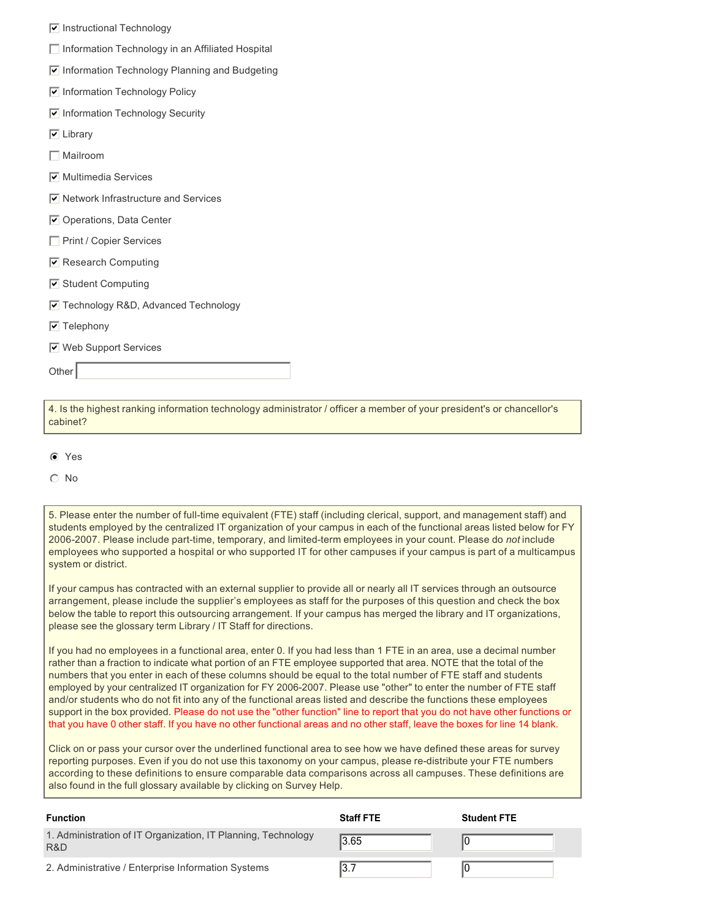- [x] Instructional Technology
- [ ] Information Technology in an Affiliated Hospital
- [x] Information Technology Planning and Budgeting
- [x] Information Technology Policy
- [x] Information Technology Security
- [x] Library
- [ ] Mailroom
- [x] Multimedia Services
- [x] Network Infrastructure and Services
- [x] Operations, Data Center
- [ ] Print / Copier Services
- [x] Research Computing
- [x] Student Computing
- [x] Technology R&D, Advanced Technology
- [x] Telephony
- [x] Web Support Services

Other ______

4. Is the highest ranking information technology administrator / officer a member of your president's or chancellor's cabinet?

- (•) Yes
- ( ) No

5. Please enter the number of full-time equivalent (FTE) staff (including clerical, support, and management staff) and students employed by the centralized IT organization of your campus in each of the functional areas listed below for FY 2006-2007. Please include part-time, temporary, and limited-term employees in your count. Please do *not* include employees who supported a hospital or who supported IT for other campuses if your campus is part of a multicampus system or district.

If your campus has contracted with an external supplier to provide all or nearly all IT services through an outsource arrangement, please include the supplier's employees as staff for the purposes of this question and check the box below the table to report this outsourcing arrangement. If your campus has merged the library and IT organizations, please see the glossary term Library / IT Staff for directions.

If you had no employees in a functional area, enter 0. If you had less than 1 FTE in an area, use a decimal number rather than a fraction to indicate what portion of an FTE employee supported that area. NOTE that the total of the numbers that you enter in each of these columns should be equal to the total number of FTE staff and students employed by your centralized IT organization for FY 2006-2007. Please use "other" to enter the number of FTE staff and/or students who do not fit into any of the functional areas listed and describe the functions these employees support in the box provided. Please do not use the "other function" line to report that you do not have other functions or that you have 0 other staff. If you have no other functional areas and no other staff, leave the boxes for line 14 blank.

Click on or pass your cursor over the underlined functional area to see how we have defined these areas for survey reporting purposes. Even if you do not use this taxonomy on your campus, please re-distribute your FTE numbers according to these definitions to ensure comparable data comparisons across all campuses. These definitions are also found in the full glossary available by clicking on Survey Help.

| Function | Staff FTE | Student FTE |
|---|---|---|
| 1. Administration of IT Organization, IT Planning, Technology R&D | 3.65 | 0 |
| 2. Administrative / Enterprise Information Systems | 3.7 | 0 |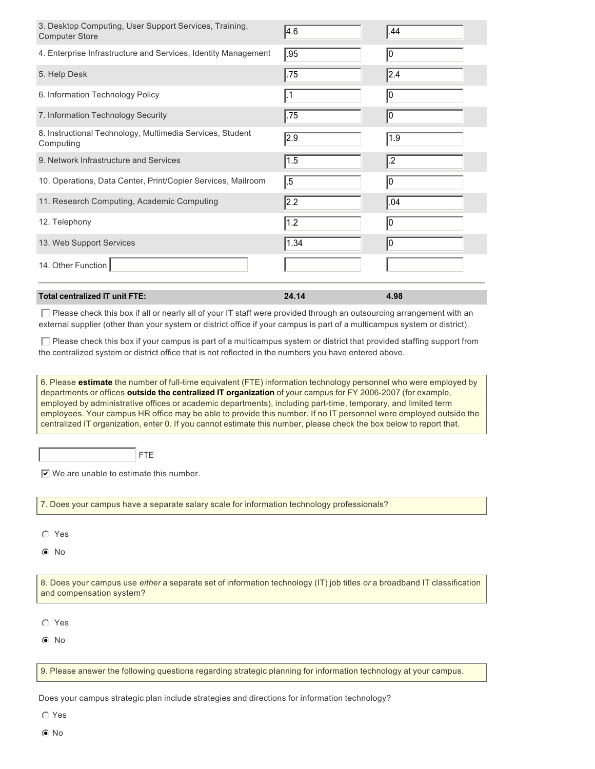| | | |
|---|---|---|
| 3. Desktop Computing, User Support Services, Training, Computer Store | 4.6 | .44 |
| 4. Enterprise Infrastructure and Services, Identity Management | .95 | 0 |
| 5. Help Desk | .75 | 2.4 |
| 6. Information Technology Policy | .1 | 0 |
| 7. Information Technology Security | .75 | 0 |
| 8. Instructional Technology, Multimedia Services, Student Computing | 2.9 | 1.9 |
| 9. Network Infrastructure and Services | 1.5 | .2 |
| 10. Operations, Data Center, Print/Copier Services, Mailroom | .5 | 0 |
| 11. Research Computing, Academic Computing | 2.2 | .04 |
| 12. Telephony | 1.2 | 0 |
| 13. Web Support Services | 1.34 | 0 |
| 14. Other Function | | |
| **Total centralized IT unit FTE:** | **24.14** | **4.98** |

☐ Please check this box if all or nearly all of your IT staff were provided through an outsourcing arrangement with an external supplier (other than your system or district office if your campus is part of a multicampus system or district).

☐ Please check this box if your campus is part of a multicampus system or district that provided staffing support from the centralized system or district office that is not reflected in the numbers you have entered above.

6. Please **estimate** the number of full-time equivalent (FTE) information technology personnel who were employed by departments or offices **outside the centralized IT organization** of your campus for FY 2006-2007 (for example, employed by administrative offices or academic departments), including part-time, temporary, and limited term employees. Your campus HR office may be able to provide this number. If no IT personnel were employed outside the centralized IT organization, enter 0. If you cannot estimate this number, please check the box below to report that.

\_\_\_\_\_\_\_\_ FTE

☑ We are unable to estimate this number.

7. Does your campus have a separate salary scale for information technology professionals?

○ Yes

◉ No

8. Does your campus use *either* a separate set of information technology (IT) job titles *or* a broadband IT classification and compensation system?

○ Yes

◉ No

9. Please answer the following questions regarding strategic planning for information technology at your campus.

Does your campus strategic plan include strategies and directions for information technology?

○ Yes

◉ No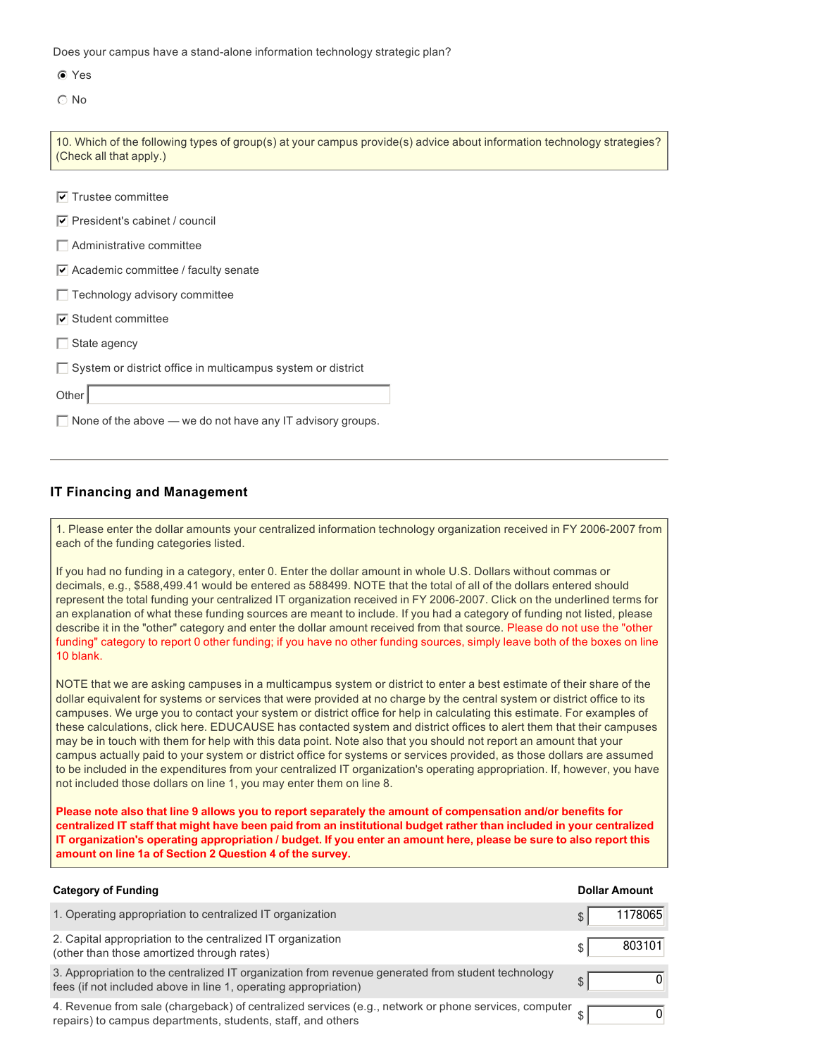Does your campus have a stand-alone information technology strategic plan?

- (•) Yes
- ( ) No

10. Which of the following types of group(s) at your campus provide(s) advice about information technology strategies? (Check all that apply.)

- [x] Trustee committee
- [x] President's cabinet / council
- [ ] Administrative committee
- [x] Academic committee / faculty senate
- [ ] Technology advisory committee
- [x] Student committee
- [ ] State agency
- [ ] System or district office in multicampus system or district

Other \_\_\_\_\_\_\_\_\_\_

- [ ] None of the above — we do not have any IT advisory groups.

---

## IT Financing and Management

1. Please enter the dollar amounts your centralized information technology organization received in FY 2006-2007 from each of the funding categories listed.

If you had no funding in a category, enter 0. Enter the dollar amount in whole U.S. Dollars without commas or decimals, e.g., $588,499.41 would be entered as 588499. NOTE that the total of all of the dollars entered should represent the total funding your centralized IT organization received in FY 2006-2007. Click on the underlined terms for an explanation of what these funding sources are meant to include. If you had a category of funding not listed, please describe it in the "other" category and enter the dollar amount received from that source. Please do not use the "other funding" category to report 0 other funding; if you have no other funding sources, simply leave both of the boxes on line 10 blank.

NOTE that we are asking campuses in a multicampus system or district to enter a best estimate of their share of the dollar equivalent for systems or services that were provided at no charge by the central system or district office to its campuses. We urge you to contact your system or district office for help in calculating this estimate. For examples of these calculations, click here. EDUCAUSE has contacted system and district offices to alert them that their campuses may be in touch with them for help with this data point. Note also that you should not report an amount that your campus actually paid to your system or district office for systems or services provided, as those dollars are assumed to be included in the expenditures from your centralized IT organization's operating appropriation. If, however, you have not included those dollars on line 1, you may enter them on line 8.

**Please note also that line 9 allows you to report separately the amount of compensation and/or benefits for centralized IT staff that might have been paid from an institutional budget rather than included in your centralized IT organization's operating appropriation / budget. If you enter an amount here, please be sure to also report this amount on line 1a of Section 2 Question 4 of the survey.**

| Category of Funding | Dollar Amount |
|---|---|
| 1. Operating appropriation to centralized IT organization | $ 1178065 |
| 2. Capital appropriation to the centralized IT organization (other than those amortized through rates) | $ 803101 |
| 3. Appropriation to the centralized IT organization from revenue generated from student technology fees (if not included above in line 1, operating appropriation) | $ 0 |
| 4. Revenue from sale (chargeback) of centralized services (e.g., network or phone services, computer repairs) to campus departments, students, staff, and others | $ 0 |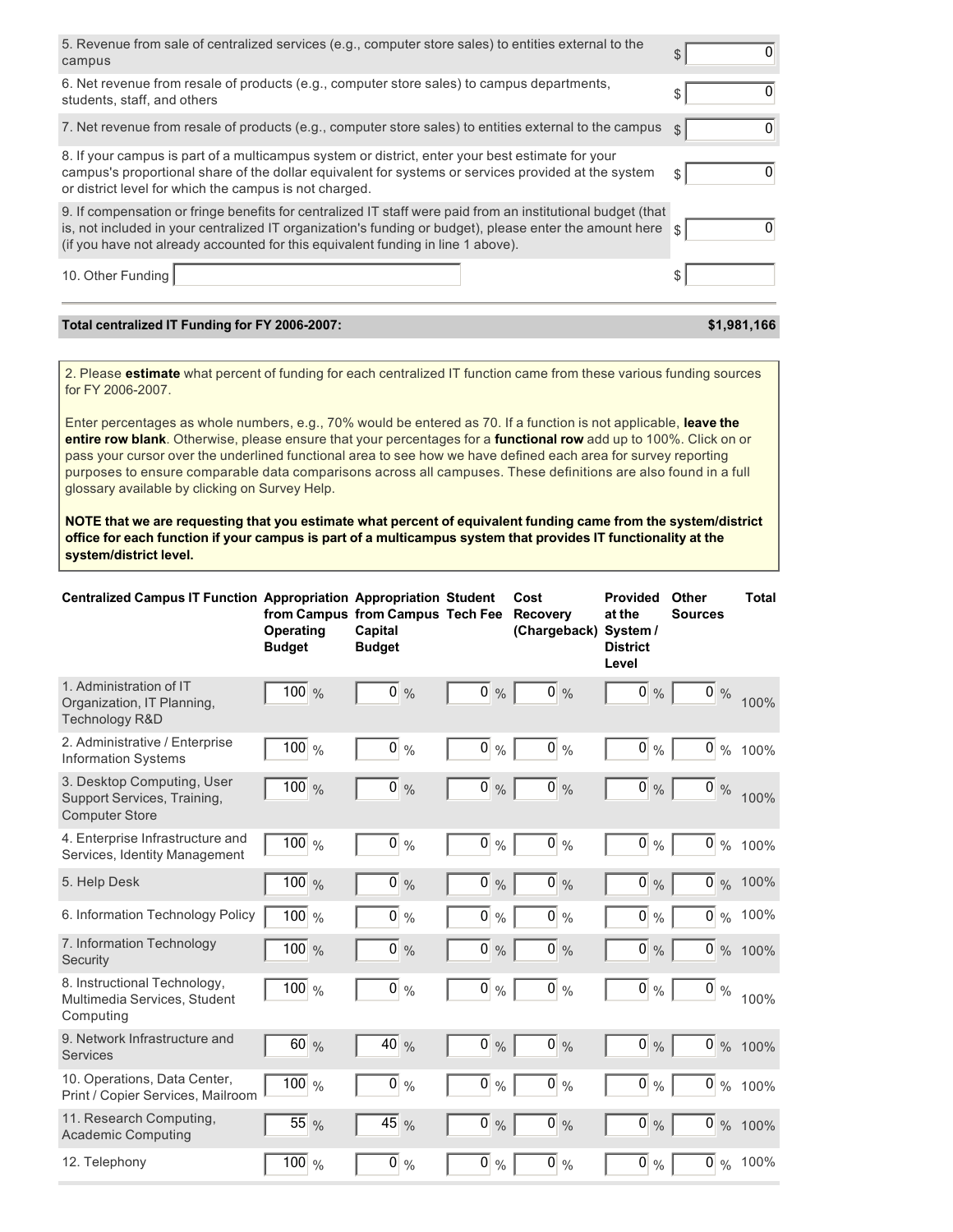| | |
|---|---|
| 5. Revenue from sale of centralized services (e.g., computer store sales) to entities external to the campus | $ 0 |
| 6. Net revenue from resale of products (e.g., computer store sales) to campus departments, students, staff, and others | $ 0 |
| 7. Net revenue from resale of products (e.g., computer store sales) to entities external to the campus | $ 0 |
| 8. If your campus is part of a multicampus system or district, enter your best estimate for your campus's proportional share of the dollar equivalent for systems or services provided at the system or district level for which the campus is not charged. | $ 0 |
| 9. If compensation or fringe benefits for centralized IT staff were paid from an institutional budget (that is, not included in your centralized IT organization's funding or budget), please enter the amount here (if you have not already accounted for this equivalent funding in line 1 above). | $ 0 |
| 10. Other Funding | $ |

**Total centralized IT Funding for FY 2006-2007:** **$1,981,166**

2. Please **estimate** what percent of funding for each centralized IT function came from these various funding sources for FY 2006-2007.

Enter percentages as whole numbers, e.g., 70% would be entered as 70. If a function is not applicable, **leave the entire row blank**. Otherwise, please ensure that your percentages for a **functional row** add up to 100%. Click on or pass your cursor over the underlined functional area to see how we have defined each area for survey reporting purposes to ensure comparable data comparisons across all campuses. These definitions are also found in a full glossary available by clicking on Survey Help.

**NOTE that we are requesting that you estimate what percent of equivalent funding came from the system/district office for each function if your campus is part of a multicampus system that provides IT functionality at the system/district level.**

| Centralized Campus IT Function | Appropriation from Campus Operating Budget | Appropriation from Campus Capital Budget | Student Tech Fee | Cost Recovery (Chargeback) | Provided at the System / District Level | Other Sources | Total |
|---|---|---|---|---|---|---|---|
| 1. Administration of IT Organization, IT Planning, Technology R&D | 100 % | 0 % | 0 % | 0 % | 0 % | 0 % | 100% |
| 2. Administrative / Enterprise Information Systems | 100 % | 0 % | 0 % | 0 % | 0 % | 0 % | 100% |
| 3. Desktop Computing, User Support Services, Training, Computer Store | 100 % | 0 % | 0 % | 0 % | 0 % | 0 % | 100% |
| 4. Enterprise Infrastructure and Services, Identity Management | 100 % | 0 % | 0 % | 0 % | 0 % | 0 % | 100% |
| 5. Help Desk | 100 % | 0 % | 0 % | 0 % | 0 % | 0 % | 100% |
| 6. Information Technology Policy | 100 % | 0 % | 0 % | 0 % | 0 % | 0 % | 100% |
| 7. Information Technology Security | 100 % | 0 % | 0 % | 0 % | 0 % | 0 % | 100% |
| 8. Instructional Technology, Multimedia Services, Student Computing | 100 % | 0 % | 0 % | 0 % | 0 % | 0 % | 100% |
| 9. Network Infrastructure and Services | 60 % | 40 % | 0 % | 0 % | 0 % | 0 % | 100% |
| 10. Operations, Data Center, Print / Copier Services, Mailroom | 100 % | 0 % | 0 % | 0 % | 0 % | 0 % | 100% |
| 11. Research Computing, Academic Computing | 55 % | 45 % | 0 % | 0 % | 0 % | 0 % | 100% |
| 12. Telephony | 100 % | 0 % | 0 % | 0 % | 0 % | 0 % | 100% |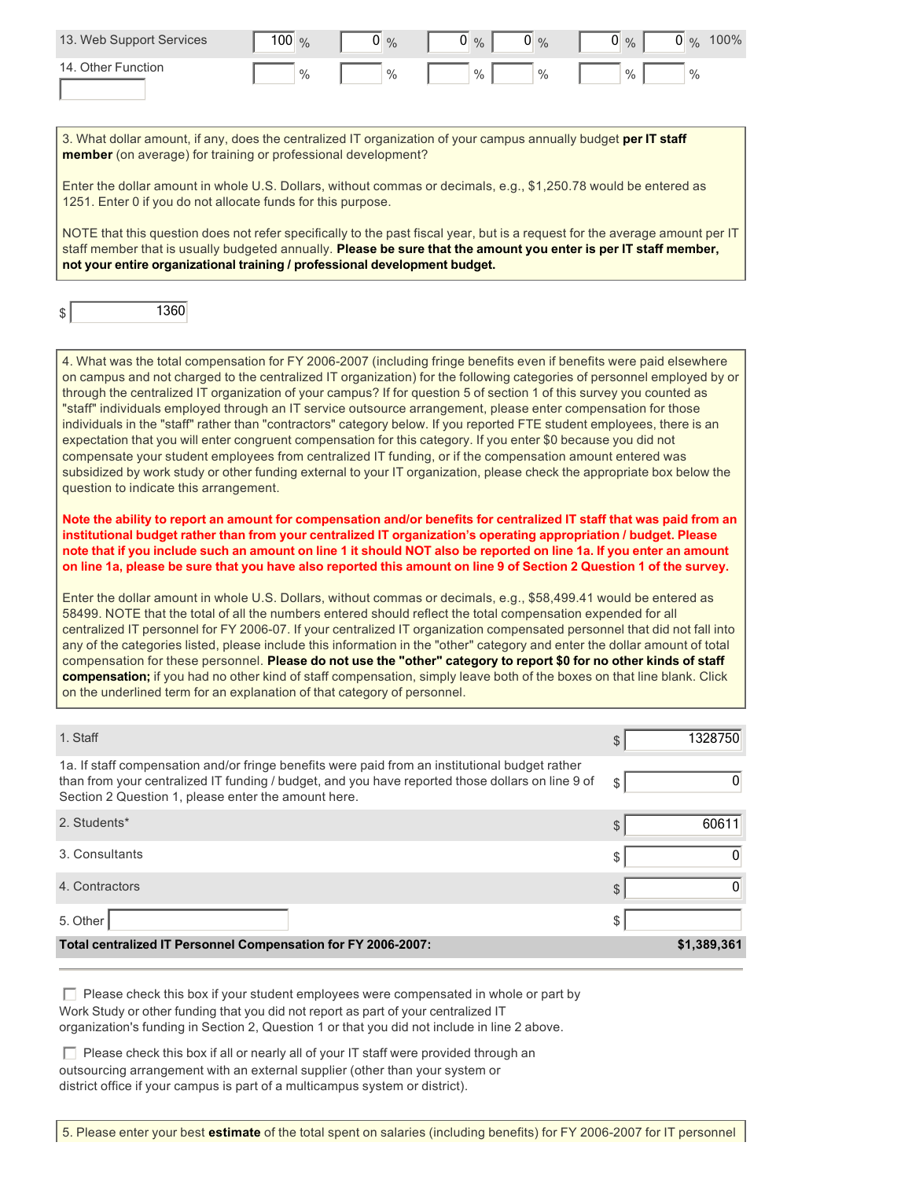| | | | | | | | |
|---|---|---|---|---|---|---|---|
| 13. Web Support Services | 100 % | 0 % | 0 % | 0 % | 0 % | 0 % | 100% |
| 14. Other Function | % | % | % | % | % | % | |

3. What dollar amount, if any, does the centralized IT organization of your campus annually budget **per IT staff member** (on average) for training or professional development?

Enter the dollar amount in whole U.S. Dollars, without commas or decimals, e.g., $1,250.78 would be entered as 1251. Enter 0 if you do not allocate funds for this purpose.

NOTE that this question does not refer specifically to the past fiscal year, but is a request for the average amount per IT staff member that is usually budgeted annually. **Please be sure that the amount you enter is per IT staff member, not your entire organizational training / professional development budget.**

$ 1360

4. What was the total compensation for FY 2006-2007 (including fringe benefits even if benefits were paid elsewhere on campus and not charged to the centralized IT organization) for the following categories of personnel employed by or through the centralized IT organization of your campus? If for question 5 of section 1 of this survey you counted as "staff" individuals employed through an IT service outsource arrangement, please enter compensation for those individuals in the "staff" rather than "contractors" category below. If you reported FTE student employees, there is an expectation that you will enter congruent compensation for this category. If you enter $0 because you did not compensate your student employees from centralized IT funding, or if the compensation amount entered was subsidized by work study or other funding external to your IT organization, please check the appropriate box below the question to indicate this arrangement.

**Note the ability to report an amount for compensation and/or benefits for centralized IT staff that was paid from an institutional budget rather than from your centralized IT organization's operating appropriation / budget. Please note that if you include such an amount on line 1 it should NOT also be reported on line 1a. If you enter an amount on line 1a, please be sure that you have also reported this amount on line 9 of Section 2 Question 1 of the survey.**

Enter the dollar amount in whole U.S. Dollars, without commas or decimals, e.g., $58,499.41 would be entered as 58499. NOTE that the total of all the numbers entered should reflect the total compensation expended for all centralized IT personnel for FY 2006-07. If your centralized IT organization compensated personnel that did not fall into any of the categories listed, please include this information in the "other" category and enter the dollar amount of total compensation for these personnel. **Please do not use the "other" category to report $0 for no other kinds of staff compensation;** if you had no other kind of staff compensation, simply leave both of the boxes on that line blank. Click on the underlined term for an explanation of that category of personnel.

| | |
|---|---|
| 1. Staff | $ 1328750 |
| 1a. If staff compensation and/or fringe benefits were paid from an institutional budget rather than from your centralized IT funding / budget, and you have reported those dollars on line 9 of Section 2 Question 1, please enter the amount here. | $ 0 |
| 2. Students* | $ 60611 |
| 3. Consultants | $ 0 |
| 4. Contractors | $ 0 |
| 5. Other | $ |
| **Total centralized IT Personnel Compensation for FY 2006-2007:** | **$1,389,361** |

☐ Please check this box if your student employees were compensated in whole or part by Work Study or other funding that you did not report as part of your centralized IT organization's funding in Section 2, Question 1 or that you did not include in line 2 above.

☐ Please check this box if all or nearly all of your IT staff were provided through an outsourcing arrangement with an external supplier (other than your system or district office if your campus is part of a multicampus system or district).

5. Please enter your best **estimate** of the total spent on salaries (including benefits) for FY 2006-2007 for IT personnel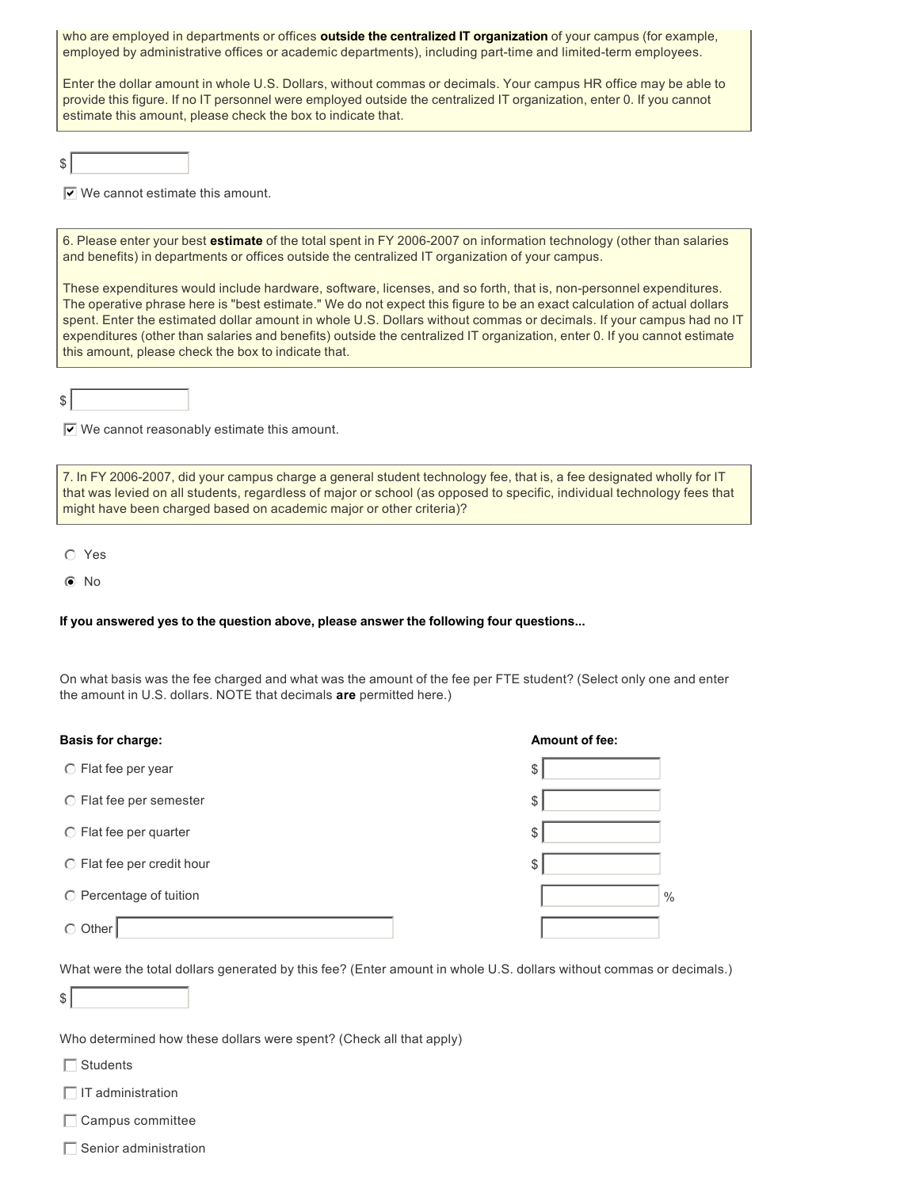who are employed in departments or offices **outside the centralized IT organization** of your campus (for example, employed by administrative offices or academic departments), including part-time and limited-term employees.

Enter the dollar amount in whole U.S. Dollars, without commas or decimals. Your campus HR office may be able to provide this figure. If no IT personnel were employed outside the centralized IT organization, enter 0. If you cannot estimate this amount, please check the box to indicate that.

$ [ ]

[x] We cannot estimate this amount.

6. Please enter your best **estimate** of the total spent in FY 2006-2007 on information technology (other than salaries and benefits) in departments or offices outside the centralized IT organization of your campus.

These expenditures would include hardware, software, licenses, and so forth, that is, non-personnel expenditures. The operative phrase here is "best estimate." We do not expect this figure to be an exact calculation of actual dollars spent. Enter the estimated dollar amount in whole U.S. Dollars without commas or decimals. If your campus had no IT expenditures (other than salaries and benefits) outside the centralized IT organization, enter 0. If you cannot estimate this amount, please check the box to indicate that.

$ [ ]

[x] We cannot reasonably estimate this amount.

7. In FY 2006-2007, did your campus charge a general student technology fee, that is, a fee designated wholly for IT that was levied on all students, regardless of major or school (as opposed to specific, individual technology fees that might have been charged based on academic major or other criteria)?

( ) Yes

(•) No

**If you answered yes to the question above, please answer the following four questions...**

On what basis was the fee charged and what was the amount of the fee per FTE student? (Select only one and enter the amount in U.S. dollars. NOTE that decimals **are** permitted here.)

| **Basis for charge:** | **Amount of fee:** |
|---|---|
| ( ) Flat fee per year | $ [ ] |
| ( ) Flat fee per semester | $ [ ] |
| ( ) Flat fee per quarter | $ [ ] |
| ( ) Flat fee per credit hour | $ [ ] |
| ( ) Percentage of tuition | [ ] % |
| ( ) Other [ ] | [ ] |

What were the total dollars generated by this fee? (Enter amount in whole U.S. dollars without commas or decimals.)

$ [ ]

Who determined how these dollars were spent? (Check all that apply)

[ ] Students

[ ] IT administration

[ ] Campus committee

[ ] Senior administration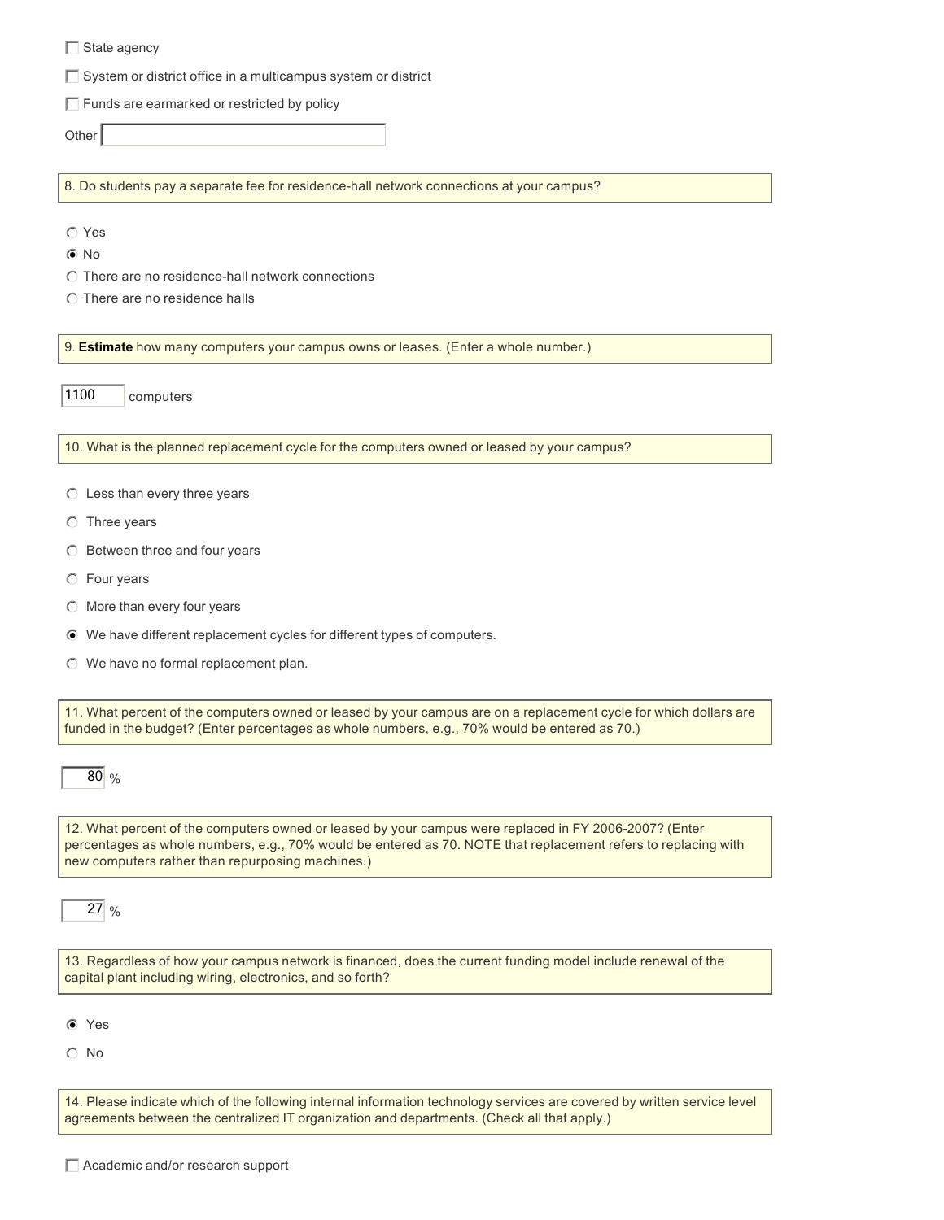- [ ] State agency
- [ ] System or district office in a multicampus system or district
- [ ] Funds are earmarked or restricted by policy

Other [ ]

**8. Do students pay a separate fee for residence-hall network connections at your campus?**

- ( ) Yes
- (●) No
- ( ) There are no residence-hall network connections
- ( ) There are no residence halls

**9. Estimate how many computers your campus owns or leases. (Enter a whole number.)**

1100 computers

**10. What is the planned replacement cycle for the computers owned or leased by your campus?**

- ( ) Less than every three years
- ( ) Three years
- ( ) Between three and four years
- ( ) Four years
- ( ) More than every four years
- (●) We have different replacement cycles for different types of computers.
- ( ) We have no formal replacement plan.

**11. What percent of the computers owned or leased by your campus are on a replacement cycle for which dollars are funded in the budget? (Enter percentages as whole numbers, e.g., 70% would be entered as 70.)**

80 %

**12. What percent of the computers owned or leased by your campus were replaced in FY 2006-2007? (Enter percentages as whole numbers, e.g., 70% would be entered as 70. NOTE that replacement refers to replacing with new computers rather than repurposing machines.)**

27 %

**13. Regardless of how your campus network is financed, does the current funding model include renewal of the capital plant including wiring, electronics, and so forth?**

- (●) Yes
- ( ) No

**14. Please indicate which of the following internal information technology services are covered by written service level agreements between the centralized IT organization and departments. (Check all that apply.)**

- [ ] Academic and/or research support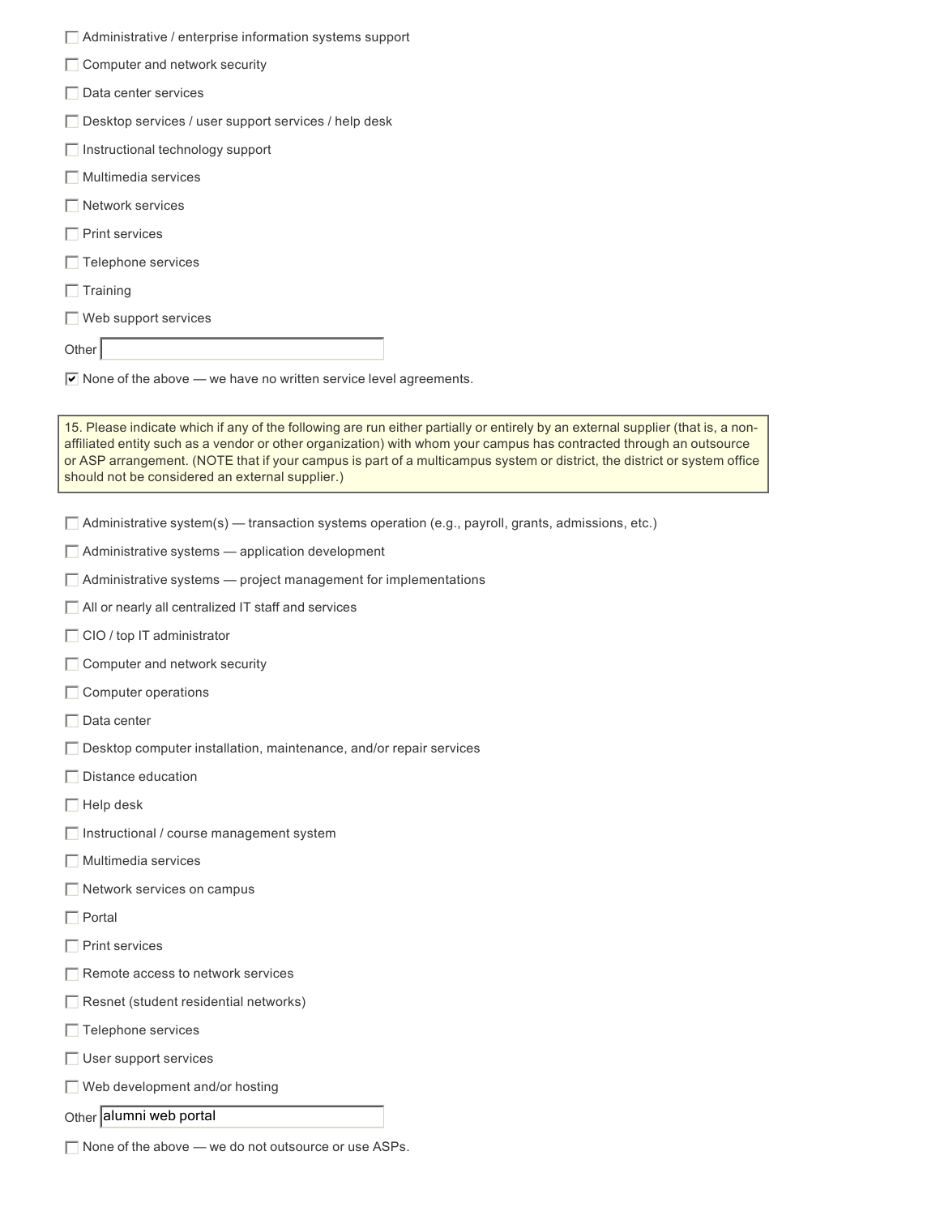- [ ] Administrative / enterprise information systems support
- [ ] Computer and network security
- [ ] Data center services
- [ ] Desktop services / user support services / help desk
- [ ] Instructional technology support
- [ ] Multimedia services
- [ ] Network services
- [ ] Print services
- [ ] Telephone services
- [ ] Training
- [ ] Web support services

Other: 

- [x] None of the above — we have no written service level agreements.

15. Please indicate which if any of the following are run either partially or entirely by an external supplier (that is, a non-affiliated entity such as a vendor or other organization) with whom your campus has contracted through an outsource or ASP arrangement. (NOTE that if your campus is part of a multicampus system or district, the district or system office should not be considered an external supplier.)

- [ ] Administrative system(s) — transaction systems operation (e.g., payroll, grants, admissions, etc.)
- [ ] Administrative systems — application development
- [ ] Administrative systems — project management for implementations
- [ ] All or nearly all centralized IT staff and services
- [ ] CIO / top IT administrator
- [ ] Computer and network security
- [ ] Computer operations
- [ ] Data center
- [ ] Desktop computer installation, maintenance, and/or repair services
- [ ] Distance education
- [ ] Help desk
- [ ] Instructional / course management system
- [ ] Multimedia services
- [ ] Network services on campus
- [ ] Portal
- [ ] Print services
- [ ] Remote access to network services
- [ ] Resnet (student residential networks)
- [ ] Telephone services
- [ ] User support services
- [ ] Web development and/or hosting

Other: alumni web portal

- [ ] None of the above — we do not outsource or use ASPs.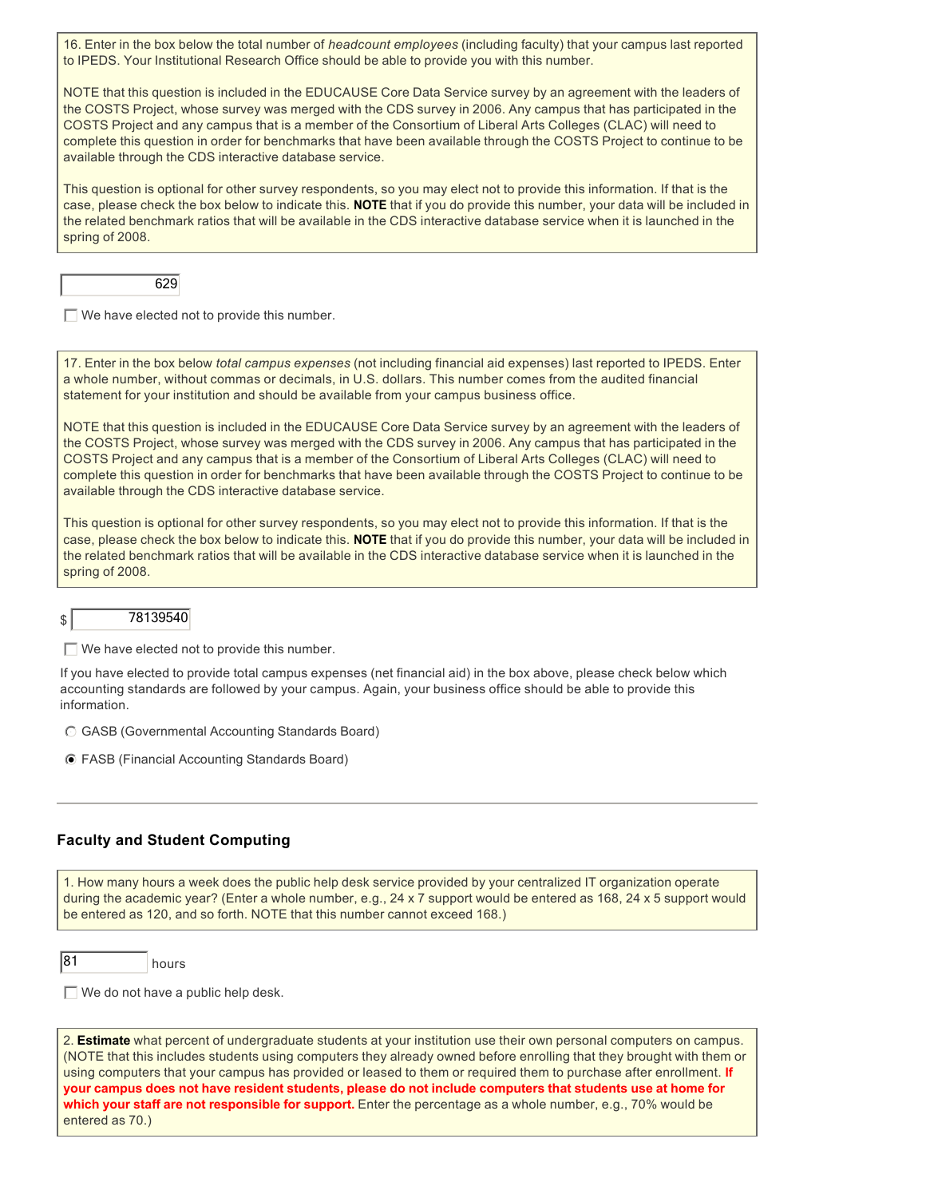16. Enter in the box below the total number of *headcount employees* (including faculty) that your campus last reported to IPEDS. Your Institutional Research Office should be able to provide you with this number.

NOTE that this question is included in the EDUCAUSE Core Data Service survey by an agreement with the leaders of the COSTS Project, whose survey was merged with the CDS survey in 2006. Any campus that has participated in the COSTS Project and any campus that is a member of the Consortium of Liberal Arts Colleges (CLAC) will need to complete this question in order for benchmarks that have been available through the COSTS Project to continue to be available through the CDS interactive database service.

This question is optional for other survey respondents, so you may elect not to provide this information. If that is the case, please check the box below to indicate this. **NOTE** that if you do provide this number, your data will be included in the related benchmark ratios that will be available in the CDS interactive database service when it is launched in the spring of 2008.

629

☐ We have elected not to provide this number.

17. Enter in the box below *total campus expenses* (not including financial aid expenses) last reported to IPEDS. Enter a whole number, without commas or decimals, in U.S. dollars. This number comes from the audited financial statement for your institution and should be available from your campus business office.

NOTE that this question is included in the EDUCAUSE Core Data Service survey by an agreement with the leaders of the COSTS Project, whose survey was merged with the CDS survey in 2006. Any campus that has participated in the COSTS Project and any campus that is a member of the Consortium of Liberal Arts Colleges (CLAC) will need to complete this question in order for benchmarks that have been available through the COSTS Project to continue to be available through the CDS interactive database service.

This question is optional for other survey respondents, so you may elect not to provide this information. If that is the case, please check the box below to indicate this. **NOTE** that if you do provide this number, your data will be included in the related benchmark ratios that will be available in the CDS interactive database service when it is launched in the spring of 2008.

$ 78139540

☐ We have elected not to provide this number.

If you have elected to provide total campus expenses (net financial aid) in the box above, please check below which accounting standards are followed by your campus. Again, your business office should be able to provide this information.

○ GASB (Governmental Accounting Standards Board)

◉ FASB (Financial Accounting Standards Board)

---

### Faculty and Student Computing

1. How many hours a week does the public help desk service provided by your centralized IT organization operate during the academic year? (Enter a whole number, e.g., 24 x 7 support would be entered as 168, 24 x 5 support would be entered as 120, and so forth. NOTE that this number cannot exceed 168.)

81 hours

☐ We do not have a public help desk.

2. **Estimate** what percent of undergraduate students at your institution use their own personal computers on campus. (NOTE that this includes students using computers they already owned before enrolling that they brought with them or using computers that your campus has provided or leased to them or required them to purchase after enrollment. **If your campus does not have resident students, please do not include computers that students use at home for which your staff are not responsible for support.** Enter the percentage as a whole number, e.g., 70% would be entered as 70.)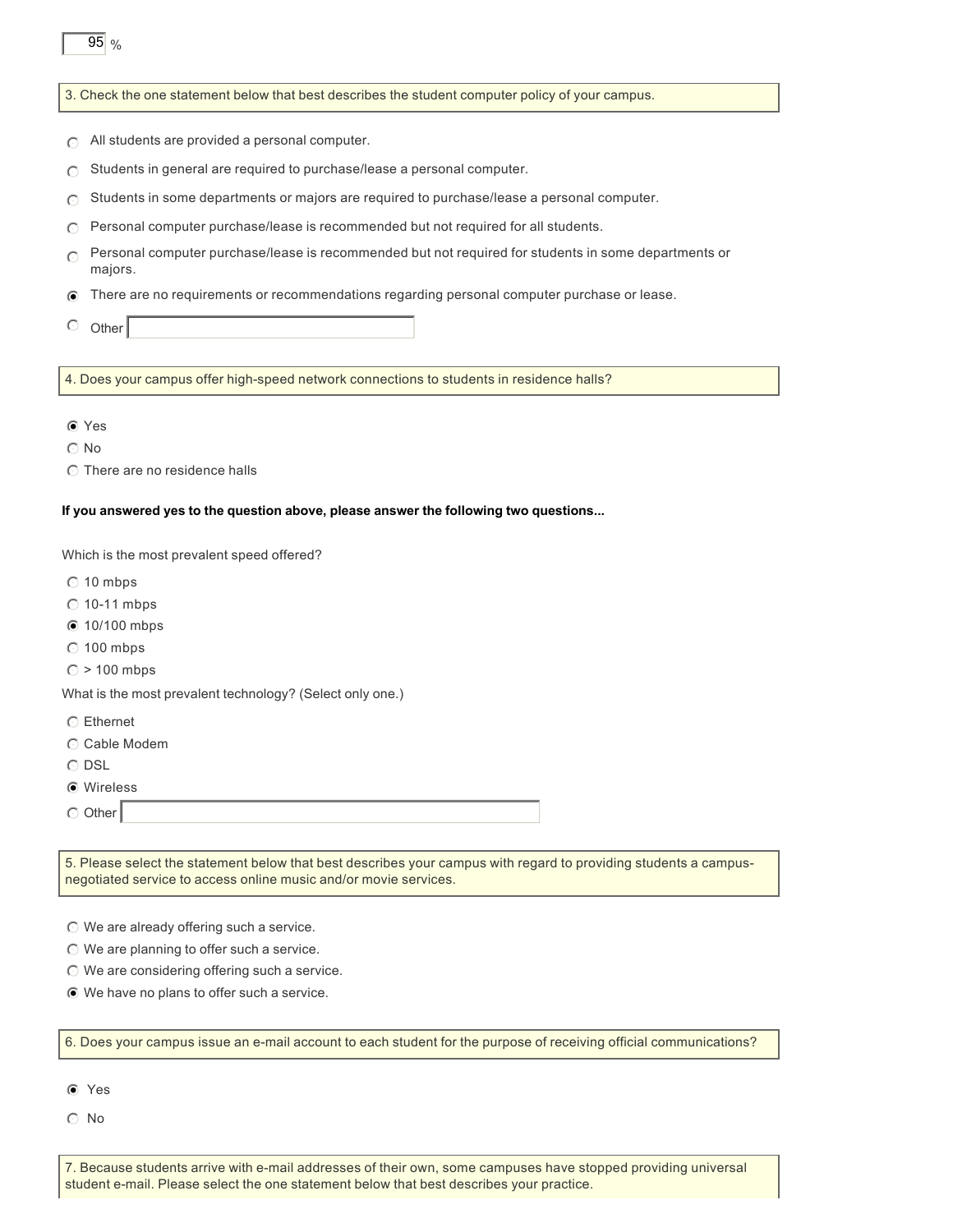95 %

3. Check the one statement below that best describes the student computer policy of your campus.

- ○ All students are provided a personal computer.
- ○ Students in general are required to purchase/lease a personal computer.
- ○ Students in some departments or majors are required to purchase/lease a personal computer.
- ○ Personal computer purchase/lease is recommended but not required for all students.
- ○ Personal computer purchase/lease is recommended but not required for students in some departments or majors.
- ◉ There are no requirements or recommendations regarding personal computer purchase or lease.
- ○ Other

4. Does your campus offer high-speed network connections to students in residence halls?

- ◉ Yes
- ○ No
- ○ There are no residence halls

**If you answered yes to the question above, please answer the following two questions...**

Which is the most prevalent speed offered?

- ○ 10 mbps
- ○ 10-11 mbps
- ◉ 10/100 mbps
- ○ 100 mbps
- ○ > 100 mbps

What is the most prevalent technology? (Select only one.)

- ○ Ethernet
- ○ Cable Modem
- ○ DSL
- ◉ Wireless
- ○ Other

5. Please select the statement below that best describes your campus with regard to providing students a campus-negotiated service to access online music and/or movie services.

- ○ We are already offering such a service.
- ○ We are planning to offer such a service.
- ○ We are considering offering such a service.
- ◉ We have no plans to offer such a service.

6. Does your campus issue an e-mail account to each student for the purpose of receiving official communications?

- ◉ Yes
- ○ No

7. Because students arrive with e-mail addresses of their own, some campuses have stopped providing universal student e-mail. Please select the one statement below that best describes your practice.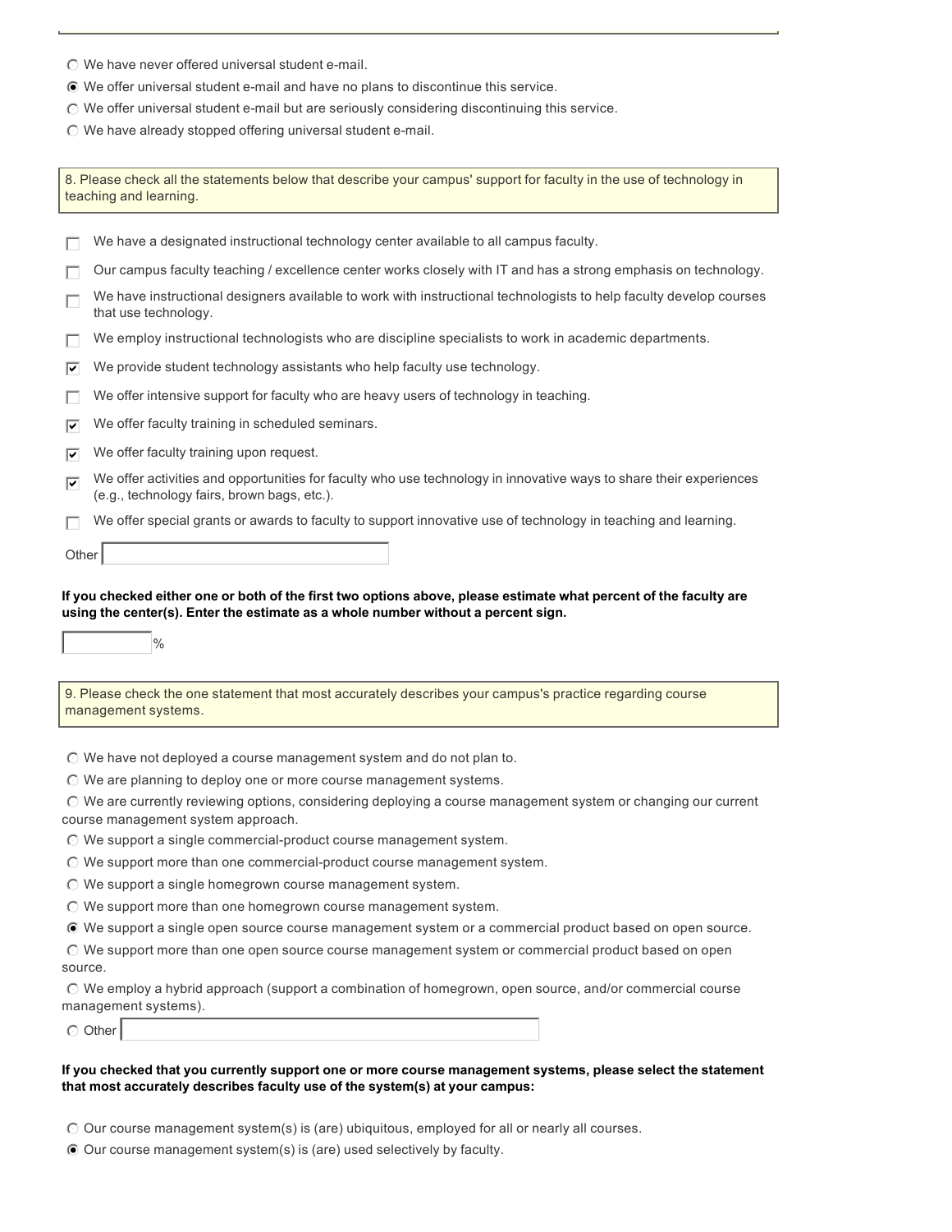- ○ We have never offered universal student e-mail.
- ◉ We offer universal student e-mail and have no plans to discontinue this service.
- ○ We offer universal student e-mail but are seriously considering discontinuing this service.
- ○ We have already stopped offering universal student e-mail.

8. Please check all the statements below that describe your campus' support for faculty in the use of technology in teaching and learning.

- [ ] We have a designated instructional technology center available to all campus faculty.
- [ ] Our campus faculty teaching / excellence center works closely with IT and has a strong emphasis on technology.
- [ ] We have instructional designers available to work with instructional technologists to help faculty develop courses that use technology.
- [ ] We employ instructional technologists who are discipline specialists to work in academic departments.
- [x] We provide student technology assistants who help faculty use technology.
- [ ] We offer intensive support for faculty who are heavy users of technology in teaching.
- [x] We offer faculty training in scheduled seminars.
- [x] We offer faculty training upon request.
- [x] We offer activities and opportunities for faculty who use technology in innovative ways to share their experiences (e.g., technology fairs, brown bags, etc.).
- [ ] We offer special grants or awards to faculty to support innovative use of technology in teaching and learning.

Other ______

**If you checked either one or both of the first two options above, please estimate what percent of the faculty are using the center(s). Enter the estimate as a whole number without a percent sign.**

______ %

9. Please check the one statement that most accurately describes your campus's practice regarding course management systems.

- ○ We have not deployed a course management system and do not plan to.
- ○ We are planning to deploy one or more course management systems.
- ○ We are currently reviewing options, considering deploying a course management system or changing our current course management system approach.
- ○ We support a single commercial-product course management system.
- ○ We support more than one commercial-product course management system.
- ○ We support a single homegrown course management system.
- ○ We support more than one homegrown course management system.
- ◉ We support a single open source course management system or a commercial product based on open source.
- ○ We support more than one open source course management system or commercial product based on open source.
- ○ We employ a hybrid approach (support a combination of homegrown, open source, and/or commercial course management systems).
- ○ Other ______

**If you checked that you currently support one or more course management systems, please select the statement that most accurately describes faculty use of the system(s) at your campus:**

- ○ Our course management system(s) is (are) ubiquitous, employed for all or nearly all courses.
- ◉ Our course management system(s) is (are) used selectively by faculty.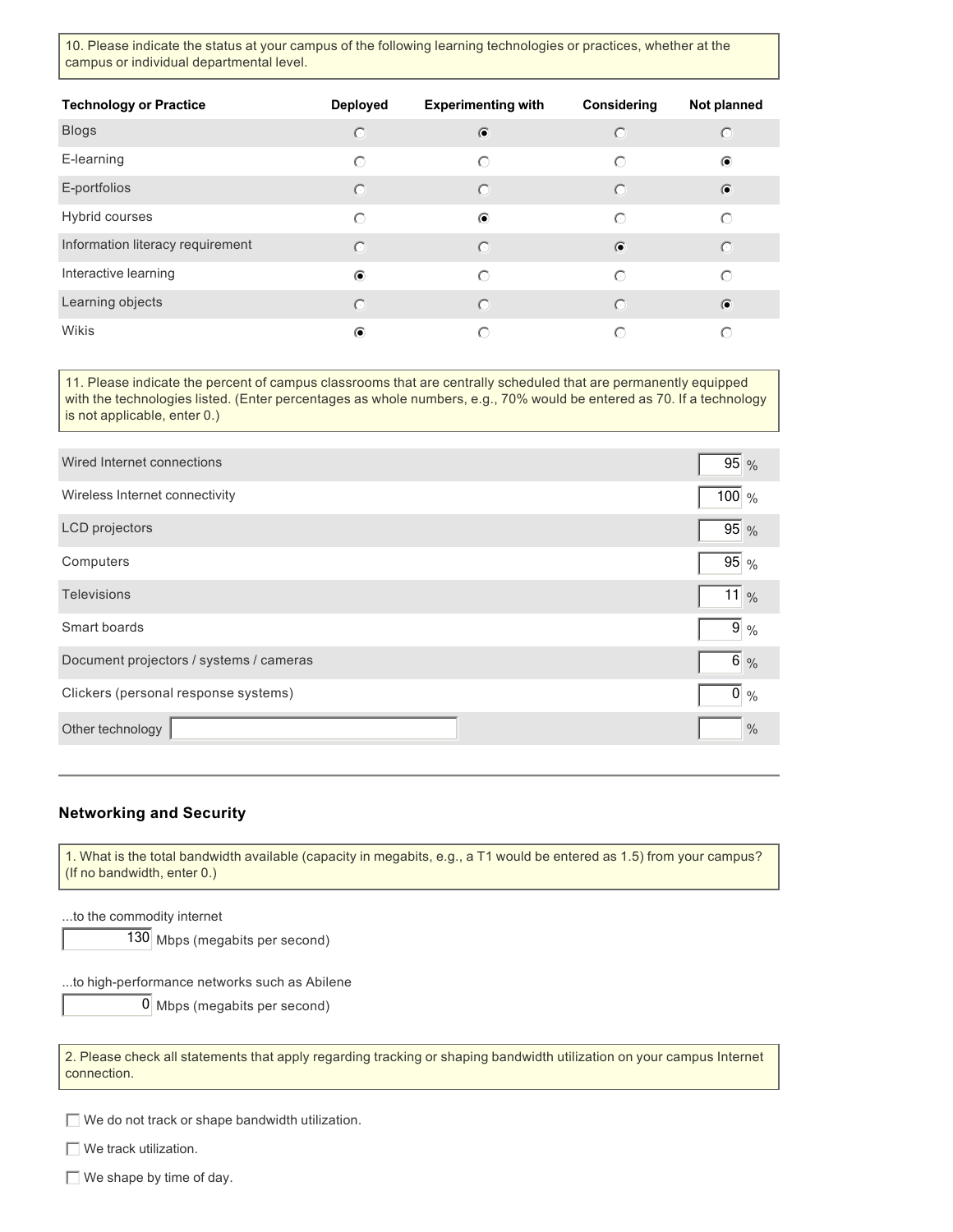10. Please indicate the status at your campus of the following learning technologies or practices, whether at the campus or individual departmental level.

| Technology or Practice | Deployed | Experimenting with | Considering | Not planned |
| --- | --- | --- | --- | --- |
| Blogs | ○ | ◉ | ○ | ○ |
| E-learning | ○ | ○ | ○ | ◉ |
| E-portfolios | ○ | ○ | ○ | ◉ |
| Hybrid courses | ○ | ◉ | ○ | ○ |
| Information literacy requirement | ○ | ○ | ◉ | ○ |
| Interactive learning | ◉ | ○ | ○ | ○ |
| Learning objects | ○ | ○ | ○ | ◉ |
| Wikis | ◉ | ○ | ○ | ○ |

11. Please indicate the percent of campus classrooms that are centrally scheduled that are permanently equipped with the technologies listed. (Enter percentages as whole numbers, e.g., 70% would be entered as 70. If a technology is not applicable, enter 0.)

| Technology | % |
| --- | --- |
| Wired Internet connections | 95 % |
| Wireless Internet connectivity | 100 % |
| LCD projectors | 95 % |
| Computers | 95 % |
| Televisions | 11 % |
| Smart boards | 9 % |
| Document projectors / systems / cameras | 6 % |
| Clickers (personal response systems) | 0 % |
| Other technology | % |

---

### Networking and Security

1. What is the total bandwidth available (capacity in megabits, e.g., a T1 would be entered as 1.5) from your campus? (If no bandwidth, enter 0.)

...to the commodity internet

130 Mbps (megabits per second)

...to high-performance networks such as Abilene

0 Mbps (megabits per second)

2. Please check all statements that apply regarding tracking or shaping bandwidth utilization on your campus Internet connection.

- ☐ We do not track or shape bandwidth utilization.
- ☐ We track utilization.
- ☐ We shape by time of day.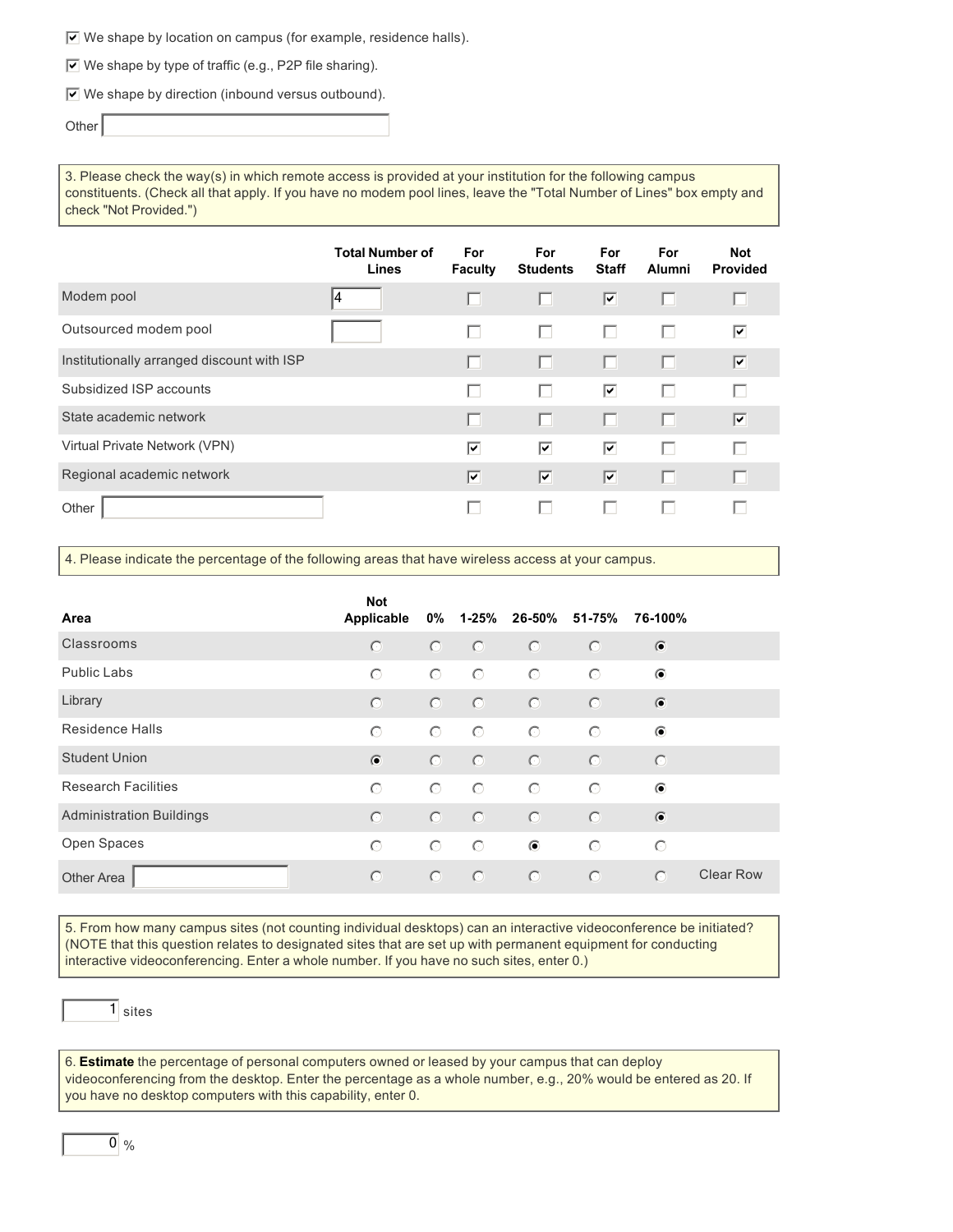☑ We shape by location on campus (for example, residence halls).

☑ We shape by type of traffic (e.g., P2P file sharing).

☑ We shape by direction (inbound versus outbound).

Other

3. Please check the way(s) in which remote access is provided at your institution for the following campus constituents. (Check all that apply. If you have no modem pool lines, leave the "Total Number of Lines" box empty and check "Not Provided.")

| | Total Number of Lines | For Faculty | For Students | For Staff | For Alumni | Not Provided |
|---|---|---|---|---|---|---|
| Modem pool | 4 | ☐ | ☐ | ☑ | ☐ | ☐ |
| Outsourced modem pool | | ☐ | ☐ | ☐ | ☐ | ☑ |
| Institutionally arranged discount with ISP | | ☐ | ☐ | ☐ | ☐ | ☑ |
| Subsidized ISP accounts | | ☐ | ☐ | ☑ | ☐ | ☐ |
| State academic network | | ☐ | ☐ | ☐ | ☐ | ☑ |
| Virtual Private Network (VPN) | | ☑ | ☑ | ☑ | ☐ | ☐ |
| Regional academic network | | ☑ | ☑ | ☑ | ☐ | ☐ |
| Other | | ☐ | ☐ | ☐ | ☐ | ☐ |

4. Please indicate the percentage of the following areas that have wireless access at your campus.

| Area | Not Applicable | 0% | 1-25% | 26-50% | 51-75% | 76-100% |
|---|---|---|---|---|---|---|
| Classrooms | ○ | ○ | ○ | ○ | ○ | ◉ |
| Public Labs | ○ | ○ | ○ | ○ | ○ | ◉ |
| Library | ○ | ○ | ○ | ○ | ○ | ◉ |
| Residence Halls | ○ | ○ | ○ | ○ | ○ | ◉ |
| Student Union | ◉ | ○ | ○ | ○ | ○ | ○ |
| Research Facilities | ○ | ○ | ○ | ○ | ○ | ◉ |
| Administration Buildings | ○ | ○ | ○ | ○ | ○ | ◉ |
| Open Spaces | ○ | ○ | ○ | ◉ | ○ | ○ |
| Other Area | ○ | ○ | ○ | ○ | ○ | ○ |

Clear Row

5. From how many campus sites (not counting individual desktops) can an interactive videoconference be initiated? (NOTE that this question relates to designated sites that are set up with permanent equipment for conducting interactive videoconferencing. Enter a whole number. If you have no such sites, enter 0.)

1 sites

6. **Estimate** the percentage of personal computers owned or leased by your campus that can deploy videoconferencing from the desktop. Enter the percentage as a whole number, e.g., 20% would be entered as 20. If you have no desktop computers with this capability, enter 0.

0 %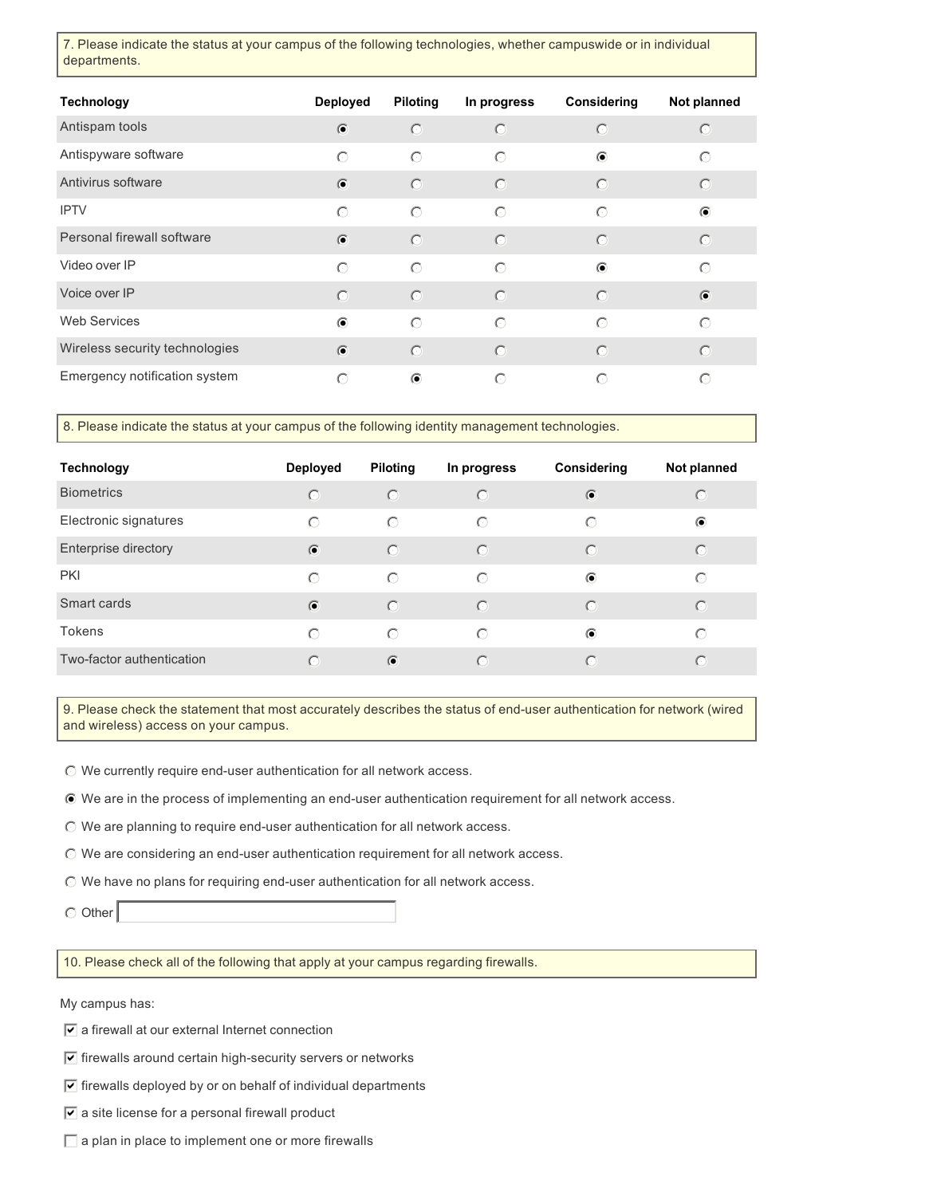7. Please indicate the status at your campus of the following technologies, whether campuswide or in individual departments.

| Technology | Deployed | Piloting | In progress | Considering | Not planned |
|---|---|---|---|---|---|
| Antispam tools | ◉ | ○ | ○ | ○ | ○ |
| Antispyware software | ○ | ○ | ○ | ◉ | ○ |
| Antivirus software | ◉ | ○ | ○ | ○ | ○ |
| IPTV | ○ | ○ | ○ | ○ | ◉ |
| Personal firewall software | ◉ | ○ | ○ | ○ | ○ |
| Video over IP | ○ | ○ | ○ | ◉ | ○ |
| Voice over IP | ○ | ○ | ○ | ○ | ◉ |
| Web Services | ◉ | ○ | ○ | ○ | ○ |
| Wireless security technologies | ◉ | ○ | ○ | ○ | ○ |
| Emergency notification system | ○ | ◉ | ○ | ○ | ○ |

8. Please indicate the status at your campus of the following identity management technologies.

| Technology | Deployed | Piloting | In progress | Considering | Not planned |
|---|---|---|---|---|---|
| Biometrics | ○ | ○ | ○ | ◉ | ○ |
| Electronic signatures | ○ | ○ | ○ | ○ | ◉ |
| Enterprise directory | ◉ | ○ | ○ | ○ | ○ |
| PKI | ○ | ○ | ○ | ◉ | ○ |
| Smart cards | ◉ | ○ | ○ | ○ | ○ |
| Tokens | ○ | ○ | ○ | ◉ | ○ |
| Two-factor authentication | ○ | ◉ | ○ | ○ | ○ |

9. Please check the statement that most accurately describes the status of end-user authentication for network (wired and wireless) access on your campus.

- ○ We currently require end-user authentication for all network access.
- ◉ We are in the process of implementing an end-user authentication requirement for all network access.
- ○ We are planning to require end-user authentication for all network access.
- ○ We are considering an end-user authentication requirement for all network access.
- ○ We have no plans for requiring end-user authentication for all network access.
- ○ Other ____________

10. Please check all of the following that apply at your campus regarding firewalls.

My campus has:

- [x] a firewall at our external Internet connection
- [x] firewalls around certain high-security servers or networks
- [x] firewalls deployed by or on behalf of individual departments
- [x] a site license for a personal firewall product
- [ ] a plan in place to implement one or more firewalls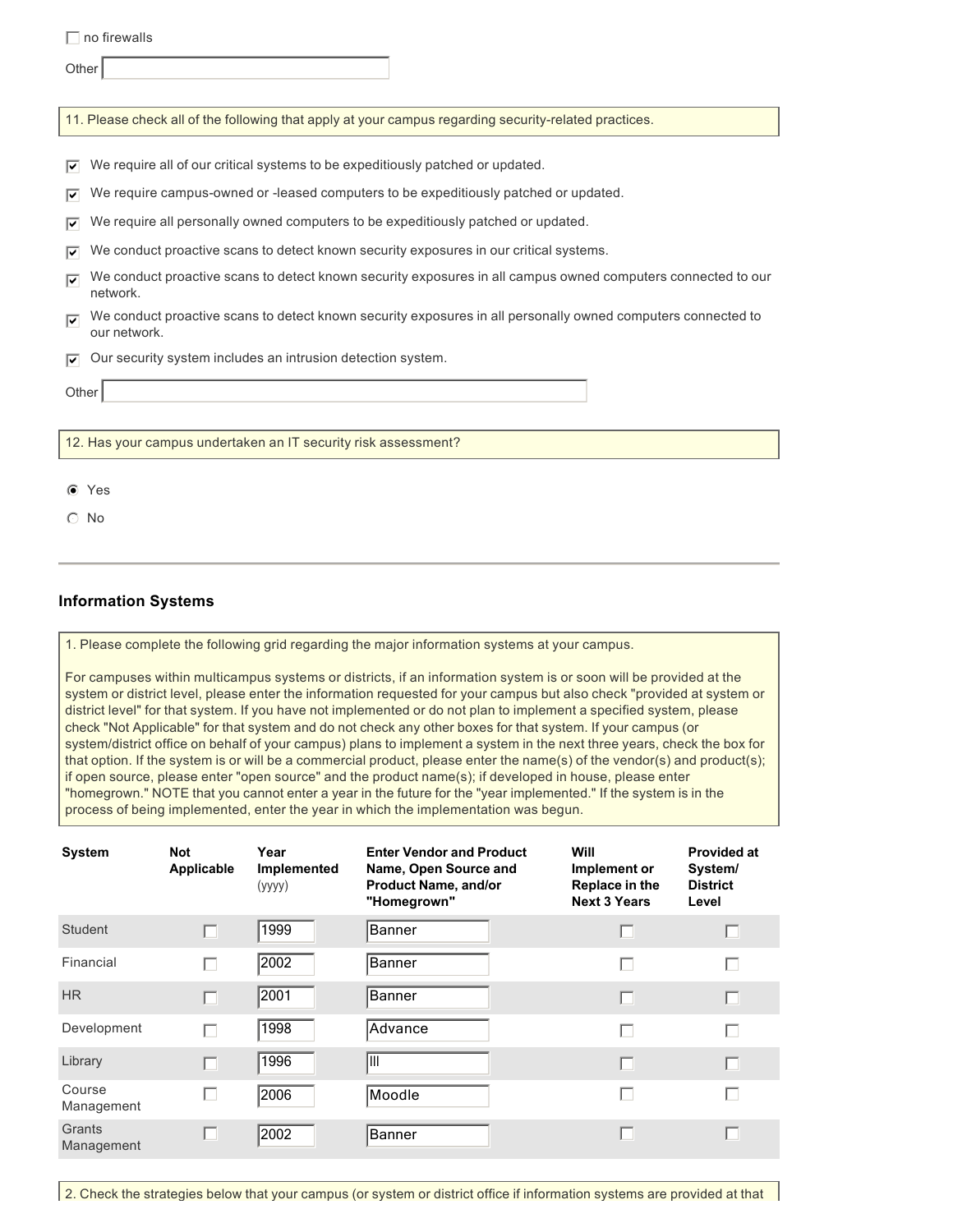☐ no firewalls

Other

11. Please check all of the following that apply at your campus regarding security-related practices.

☑ We require all of our critical systems to be expeditiously patched or updated.

☑ We require campus-owned or -leased computers to be expeditiously patched or updated.

☑ We require all personally owned computers to be expeditiously patched or updated.

☑ We conduct proactive scans to detect known security exposures in our critical systems.

☑ We conduct proactive scans to detect known security exposures in all campus owned computers connected to our network.

☑ We conduct proactive scans to detect known security exposures in all personally owned computers connected to our network.

☑ Our security system includes an intrusion detection system.

Other

12. Has your campus undertaken an IT security risk assessment?

◉ Yes

○ No

---

### Information Systems

1. Please complete the following grid regarding the major information systems at your campus.

For campuses within multicampus systems or districts, if an information system is or soon will be provided at the system or district level, please enter the information requested for your campus but also check "provided at system or district level" for that system. If you have not implemented or do not plan to implement a specified system, please check "Not Applicable" for that system and do not check any other boxes for that system. If your campus (or system/district office on behalf of your campus) plans to implement a system in the next three years, check the box for that option. If the system is or will be a commercial product, please enter the name(s) of the vendor(s) and product(s); if open source, please enter "open source" and the product name(s); if developed in house, please enter "homegrown." NOTE that you cannot enter a year in the future for the "year implemented." If the system is in the process of being implemented, enter the year in which the implementation was begun.

| System | Not Applicable | Year Implemented (yyyy) | Enter Vendor and Product Name, Open Source and Product Name, and/or "Homegrown" | Will Implement or Replace in the Next 3 Years | Provided at System/ District Level |
|---|---|---|---|---|---|
| Student | ☐ | 1999 | Banner | ☐ | ☐ |
| Financial | ☐ | 2002 | Banner | ☐ | ☐ |
| HR | ☐ | 2001 | Banner | ☐ | ☐ |
| Development | ☐ | 1998 | Advance | ☐ | ☐ |
| Library | ☐ | 1996 | III | ☐ | ☐ |
| Course Management | ☐ | 2006 | Moodle | ☐ | ☐ |
| Grants Management | ☐ | 2002 | Banner | ☐ | ☐ |

2. Check the strategies below that your campus (or system or district office if information systems are provided at that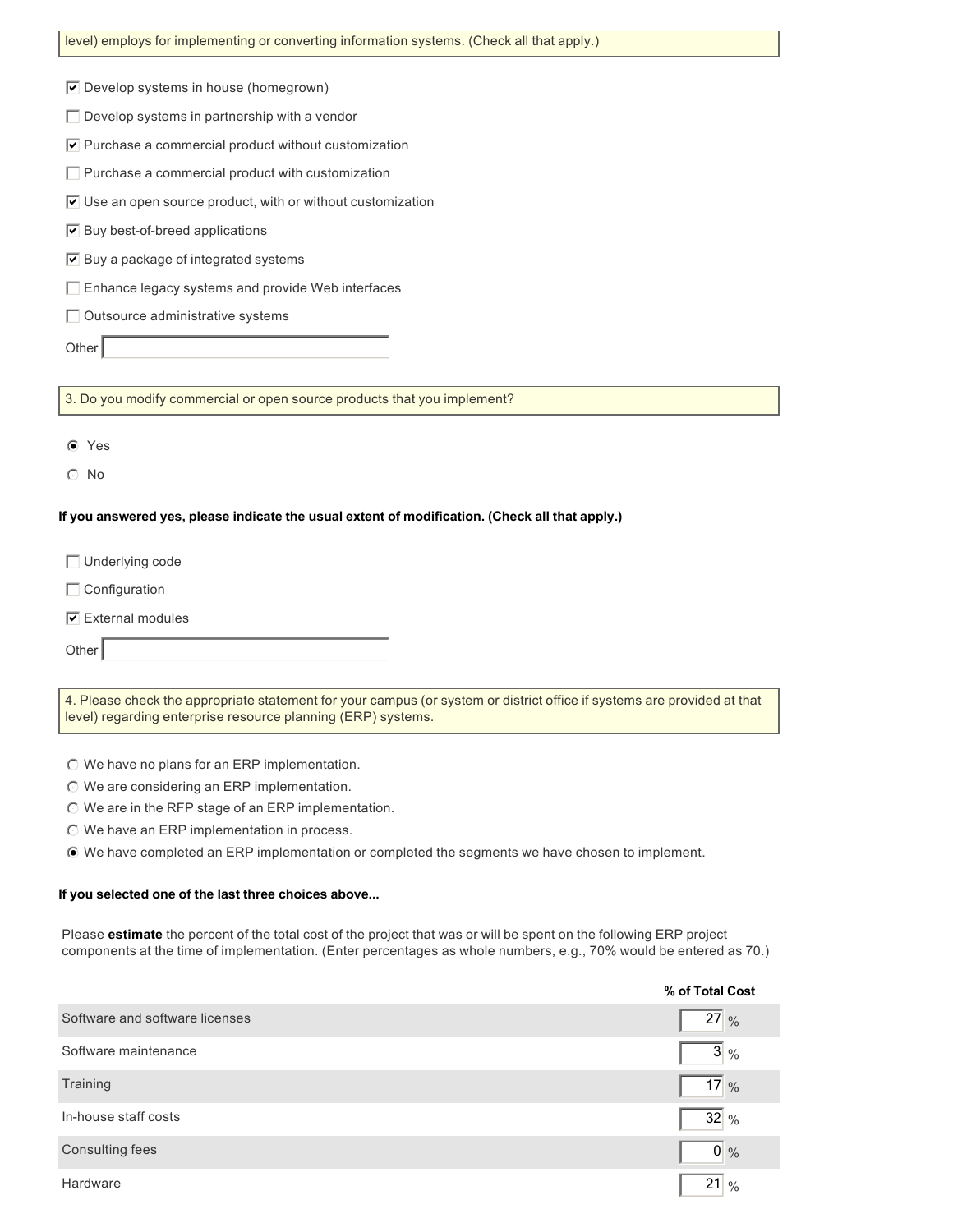level) employs for implementing or converting information systems. (Check all that apply.)

- [x] Develop systems in house (homegrown)
- [ ] Develop systems in partnership with a vendor
- [x] Purchase a commercial product without customization
- [ ] Purchase a commercial product with customization
- [x] Use an open source product, with or without customization
- [x] Buy best-of-breed applications
- [x] Buy a package of integrated systems
- [ ] Enhance legacy systems and provide Web interfaces
- [ ] Outsource administrative systems

Other

3. Do you modify commercial or open source products that you implement?

- (x) Yes
- ( ) No

**If you answered yes, please indicate the usual extent of modification. (Check all that apply.)**

- [ ] Underlying code
- [ ] Configuration
- [x] External modules

Other

4. Please check the appropriate statement for your campus (or system or district office if systems are provided at that level) regarding enterprise resource planning (ERP) systems.

- ( ) We have no plans for an ERP implementation.
- ( ) We are considering an ERP implementation.
- ( ) We are in the RFP stage of an ERP implementation.
- ( ) We have an ERP implementation in process.
- (x) We have completed an ERP implementation or completed the segments we have chosen to implement.

**If you selected one of the last three choices above...**

Please **estimate** the percent of the total cost of the project that was or will be spent on the following ERP project components at the time of implementation. (Enter percentages as whole numbers, e.g., 70% would be entered as 70.)

| | % of Total Cost |
|---|---|
| Software and software licenses | 27 % |
| Software maintenance | 3 % |
| Training | 17 % |
| In-house staff costs | 32 % |
| Consulting fees | 0 % |
| Hardware | 21 % |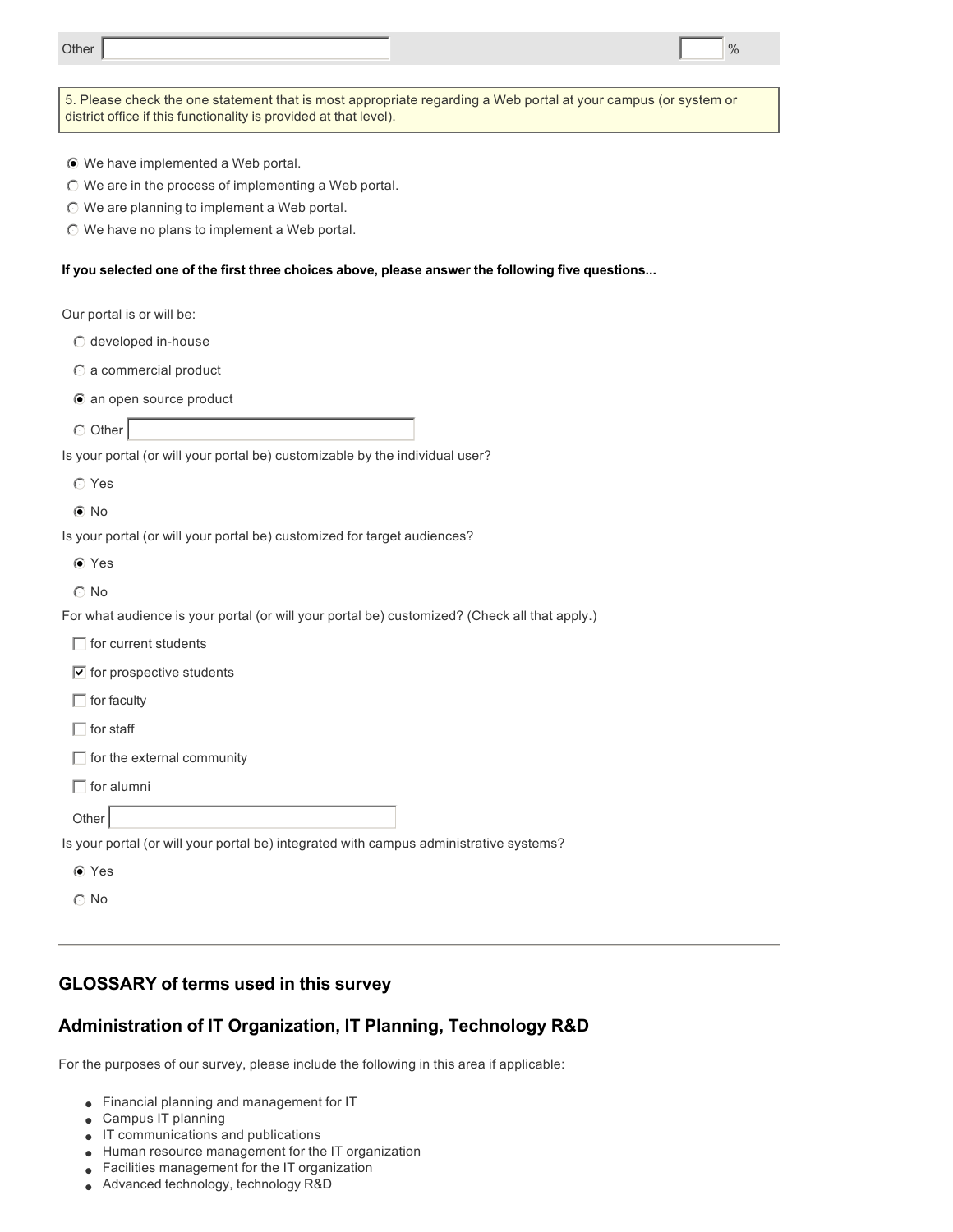Other ______ ___ %

5. Please check the one statement that is most appropriate regarding a Web portal at your campus (or system or district office if this functionality is provided at that level).

- (●) We have implemented a Web portal.
- ( ) We are in the process of implementing a Web portal.
- ( ) We are planning to implement a Web portal.
- ( ) We have no plans to implement a Web portal.

**If you selected one of the first three choices above, please answer the following five questions...**

Our portal is or will be:

- ( ) developed in-house
- ( ) a commercial product
- (●) an open source product
- ( ) Other ______

Is your portal (or will your portal be) customizable by the individual user?

- ( ) Yes
- (●) No

Is your portal (or will your portal be) customized for target audiences?

- (●) Yes
- ( ) No

For what audience is your portal (or will your portal be) customized? (Check all that apply.)

- [ ] for current students
- [x] for prospective students
- [ ] for faculty
- [ ] for staff
- [ ] for the external community
- [ ] for alumni

Other ______

Is your portal (or will your portal be) integrated with campus administrative systems?

- (●) Yes
- ( ) No

---

## GLOSSARY of terms used in this survey

## Administration of IT Organization, IT Planning, Technology R&D

For the purposes of our survey, please include the following in this area if applicable:

- Financial planning and management for IT
- Campus IT planning
- IT communications and publications
- Human resource management for the IT organization
- Facilities management for the IT organization
- Advanced technology, technology R&D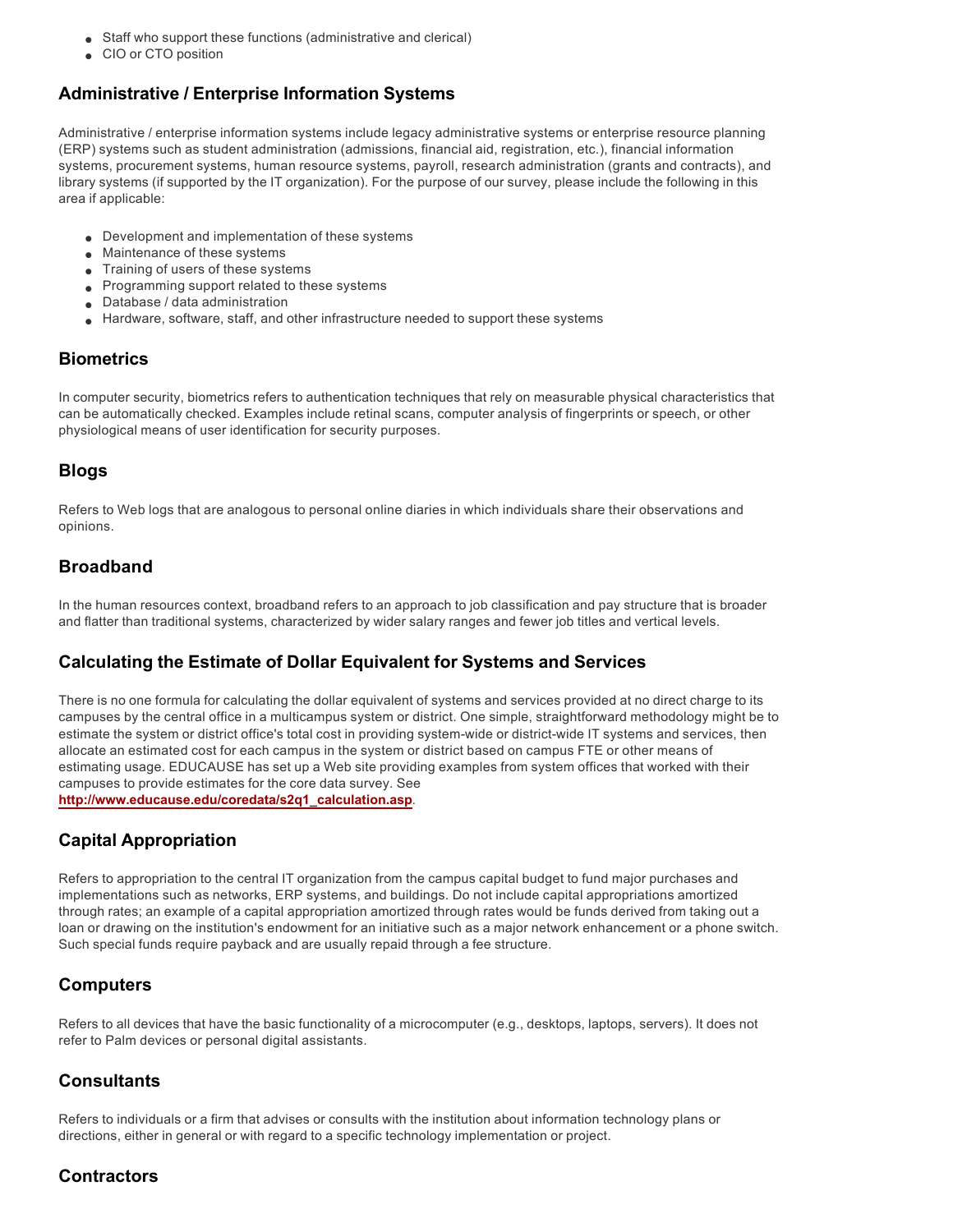- Staff who support these functions (administrative and clerical)
- CIO or CTO position

## Administrative / Enterprise Information Systems

Administrative / enterprise information systems include legacy administrative systems or enterprise resource planning (ERP) systems such as student administration (admissions, financial aid, registration, etc.), financial information systems, procurement systems, human resource systems, payroll, research administration (grants and contracts), and library systems (if supported by the IT organization). For the purpose of our survey, please include the following in this area if applicable:

- Development and implementation of these systems
- Maintenance of these systems
- Training of users of these systems
- Programming support related to these systems
- Database / data administration
- Hardware, software, staff, and other infrastructure needed to support these systems

## Biometrics

In computer security, biometrics refers to authentication techniques that rely on measurable physical characteristics that can be automatically checked. Examples include retinal scans, computer analysis of fingerprints or speech, or other physiological means of user identification for security purposes.

## Blogs

Refers to Web logs that are analogous to personal online diaries in which individuals share their observations and opinions.

## Broadband

In the human resources context, broadband refers to an approach to job classification and pay structure that is broader and flatter than traditional systems, characterized by wider salary ranges and fewer job titles and vertical levels.

## Calculating the Estimate of Dollar Equivalent for Systems and Services

There is no one formula for calculating the dollar equivalent of systems and services provided at no direct charge to its campuses by the central office in a multicampus system or district. One simple, straightforward methodology might be to estimate the system or district office's total cost in providing system-wide or district-wide IT systems and services, then allocate an estimated cost for each campus in the system or district based on campus FTE or other means of estimating usage. EDUCAUSE has set up a Web site providing examples from system offices that worked with their campuses to provide estimates for the core data survey. See **http://www.educause.edu/coredata/s2q1_calculation.asp**.

## Capital Appropriation

Refers to appropriation to the central IT organization from the campus capital budget to fund major purchases and implementations such as networks, ERP systems, and buildings. Do not include capital appropriations amortized through rates; an example of a capital appropriation amortized through rates would be funds derived from taking out a loan or drawing on the institution's endowment for an initiative such as a major network enhancement or a phone switch. Such special funds require payback and are usually repaid through a fee structure.

## Computers

Refers to all devices that have the basic functionality of a microcomputer (e.g., desktops, laptops, servers). It does not refer to Palm devices or personal digital assistants.

## Consultants

Refers to individuals or a firm that advises or consults with the institution about information technology plans or directions, either in general or with regard to a specific technology implementation or project.

## Contractors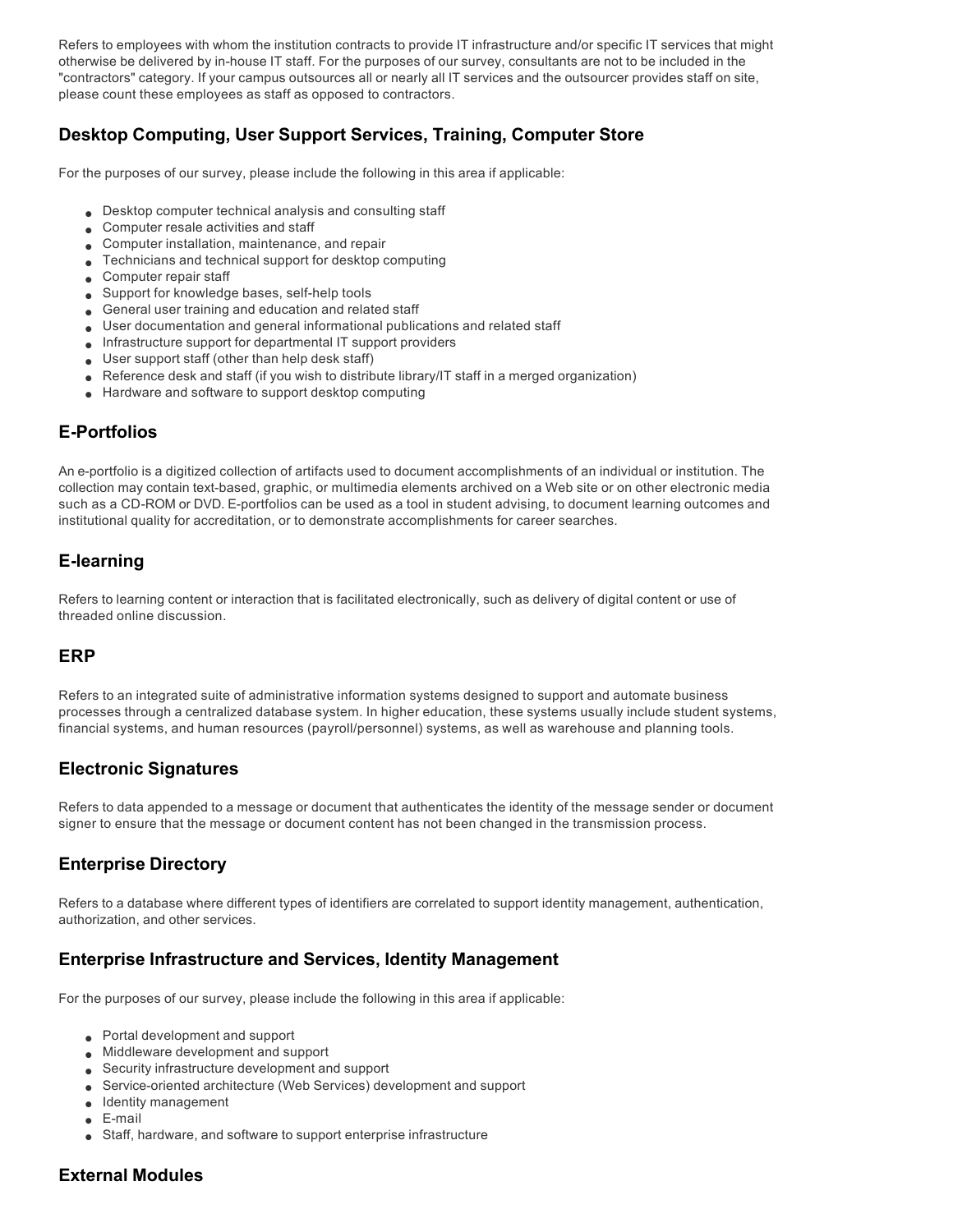Refers to employees with whom the institution contracts to provide IT infrastructure and/or specific IT services that might otherwise be delivered by in-house IT staff. For the purposes of our survey, consultants are not to be included in the "contractors" category. If your campus outsources all or nearly all IT services and the outsourcer provides staff on site, please count these employees as staff as opposed to contractors.

## Desktop Computing, User Support Services, Training, Computer Store

For the purposes of our survey, please include the following in this area if applicable:

- Desktop computer technical analysis and consulting staff
- Computer resale activities and staff
- Computer installation, maintenance, and repair
- Technicians and technical support for desktop computing
- Computer repair staff
- Support for knowledge bases, self-help tools
- General user training and education and related staff
- User documentation and general informational publications and related staff
- Infrastructure support for departmental IT support providers
- User support staff (other than help desk staff)
- Reference desk and staff (if you wish to distribute library/IT staff in a merged organization)
- Hardware and software to support desktop computing

## E-Portfolios

An e-portfolio is a digitized collection of artifacts used to document accomplishments of an individual or institution. The collection may contain text-based, graphic, or multimedia elements archived on a Web site or on other electronic media such as a CD-ROM or DVD. E-portfolios can be used as a tool in student advising, to document learning outcomes and institutional quality for accreditation, or to demonstrate accomplishments for career searches.

## E-learning

Refers to learning content or interaction that is facilitated electronically, such as delivery of digital content or use of threaded online discussion.

## ERP

Refers to an integrated suite of administrative information systems designed to support and automate business processes through a centralized database system. In higher education, these systems usually include student systems, financial systems, and human resources (payroll/personnel) systems, as well as warehouse and planning tools.

## Electronic Signatures

Refers to data appended to a message or document that authenticates the identity of the message sender or document signer to ensure that the message or document content has not been changed in the transmission process.

## Enterprise Directory

Refers to a database where different types of identifiers are correlated to support identity management, authentication, authorization, and other services.

## Enterprise Infrastructure and Services, Identity Management

For the purposes of our survey, please include the following in this area if applicable:

- Portal development and support
- Middleware development and support
- Security infrastructure development and support
- Service-oriented architecture (Web Services) development and support
- Identity management
- E-mail
- Staff, hardware, and software to support enterprise infrastructure

## External Modules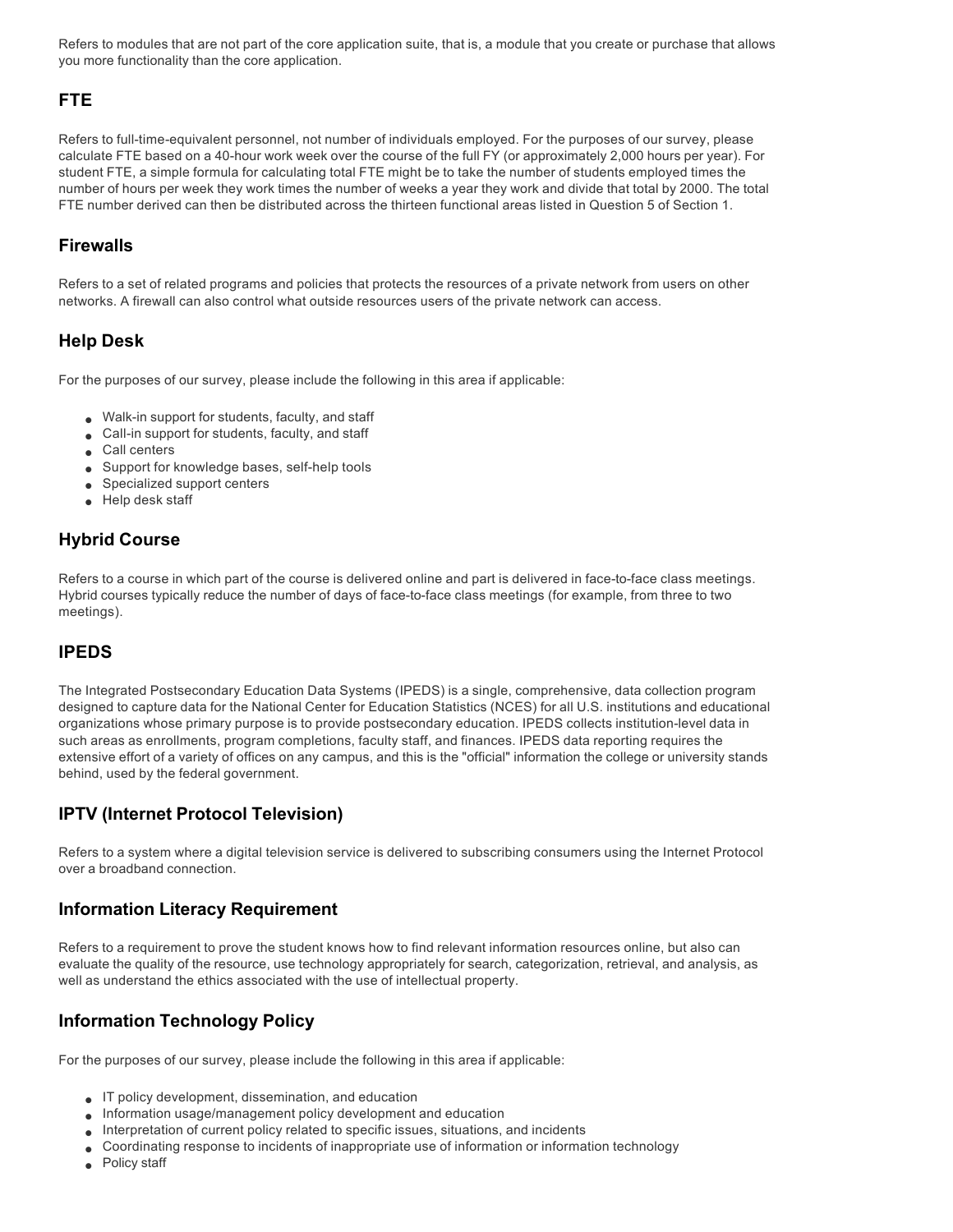Refers to modules that are not part of the core application suite, that is, a module that you create or purchase that allows you more functionality than the core application.

## FTE

Refers to full-time-equivalent personnel, not number of individuals employed. For the purposes of our survey, please calculate FTE based on a 40-hour work week over the course of the full FY (or approximately 2,000 hours per year). For student FTE, a simple formula for calculating total FTE might be to take the number of students employed times the number of hours per week they work times the number of weeks a year they work and divide that total by 2000. The total FTE number derived can then be distributed across the thirteen functional areas listed in Question 5 of Section 1.

## Firewalls

Refers to a set of related programs and policies that protects the resources of a private network from users on other networks. A firewall can also control what outside resources users of the private network can access.

## Help Desk

For the purposes of our survey, please include the following in this area if applicable:

- Walk-in support for students, faculty, and staff
- Call-in support for students, faculty, and staff
- Call centers
- Support for knowledge bases, self-help tools
- Specialized support centers
- Help desk staff

## Hybrid Course

Refers to a course in which part of the course is delivered online and part is delivered in face-to-face class meetings. Hybrid courses typically reduce the number of days of face-to-face class meetings (for example, from three to two meetings).

## IPEDS

The Integrated Postsecondary Education Data Systems (IPEDS) is a single, comprehensive, data collection program designed to capture data for the National Center for Education Statistics (NCES) for all U.S. institutions and educational organizations whose primary purpose is to provide postsecondary education. IPEDS collects institution-level data in such areas as enrollments, program completions, faculty staff, and finances. IPEDS data reporting requires the extensive effort of a variety of offices on any campus, and this is the "official" information the college or university stands behind, used by the federal government.

## IPTV (Internet Protocol Television)

Refers to a system where a digital television service is delivered to subscribing consumers using the Internet Protocol over a broadband connection.

## Information Literacy Requirement

Refers to a requirement to prove the student knows how to find relevant information resources online, but also can evaluate the quality of the resource, use technology appropriately for search, categorization, retrieval, and analysis, as well as understand the ethics associated with the use of intellectual property.

## Information Technology Policy

For the purposes of our survey, please include the following in this area if applicable:

- IT policy development, dissemination, and education
- Information usage/management policy development and education
- Interpretation of current policy related to specific issues, situations, and incidents
- Coordinating response to incidents of inappropriate use of information or information technology
- Policy staff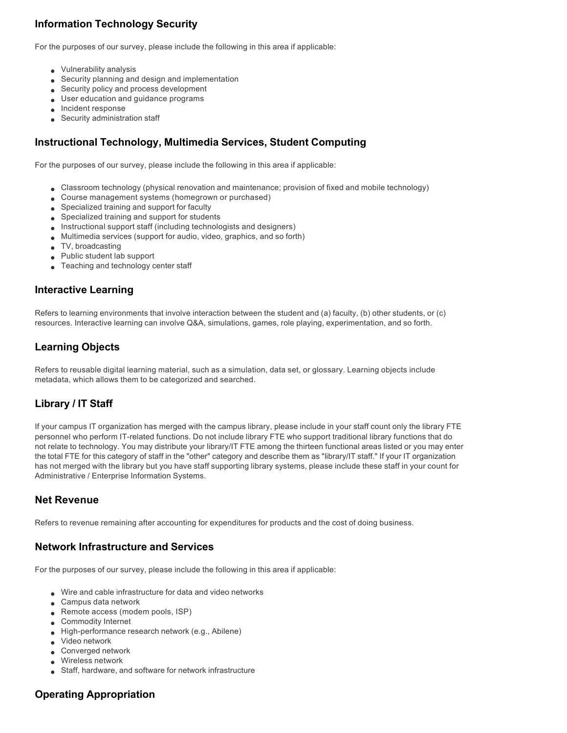## Information Technology Security

For the purposes of our survey, please include the following in this area if applicable:

- Vulnerability analysis
- Security planning and design and implementation
- Security policy and process development
- User education and guidance programs
- Incident response
- Security administration staff

## Instructional Technology, Multimedia Services, Student Computing

For the purposes of our survey, please include the following in this area if applicable:

- Classroom technology (physical renovation and maintenance; provision of fixed and mobile technology)
- Course management systems (homegrown or purchased)
- Specialized training and support for faculty
- Specialized training and support for students
- Instructional support staff (including technologists and designers)
- Multimedia services (support for audio, video, graphics, and so forth)
- TV, broadcasting
- Public student lab support
- Teaching and technology center staff

## Interactive Learning

Refers to learning environments that involve interaction between the student and (a) faculty, (b) other students, or (c) resources. Interactive learning can involve Q&A, simulations, games, role playing, experimentation, and so forth.

## Learning Objects

Refers to reusable digital learning material, such as a simulation, data set, or glossary. Learning objects include metadata, which allows them to be categorized and searched.

## Library / IT Staff

If your campus IT organization has merged with the campus library, please include in your staff count only the library FTE personnel who perform IT-related functions. Do not include library FTE who support traditional library functions that do not relate to technology. You may distribute your library/IT FTE among the thirteen functional areas listed or you may enter the total FTE for this category of staff in the "other" category and describe them as "library/IT staff." If your IT organization has not merged with the library but you have staff supporting library systems, please include these staff in your count for Administrative / Enterprise Information Systems.

## Net Revenue

Refers to revenue remaining after accounting for expenditures for products and the cost of doing business.

## Network Infrastructure and Services

For the purposes of our survey, please include the following in this area if applicable:

- Wire and cable infrastructure for data and video networks
- Campus data network
- Remote access (modem pools, ISP)
- Commodity Internet
- High-performance research network (e.g., Abilene)
- Video network
- Converged network
- Wireless network
- Staff, hardware, and software for network infrastructure

## Operating Appropriation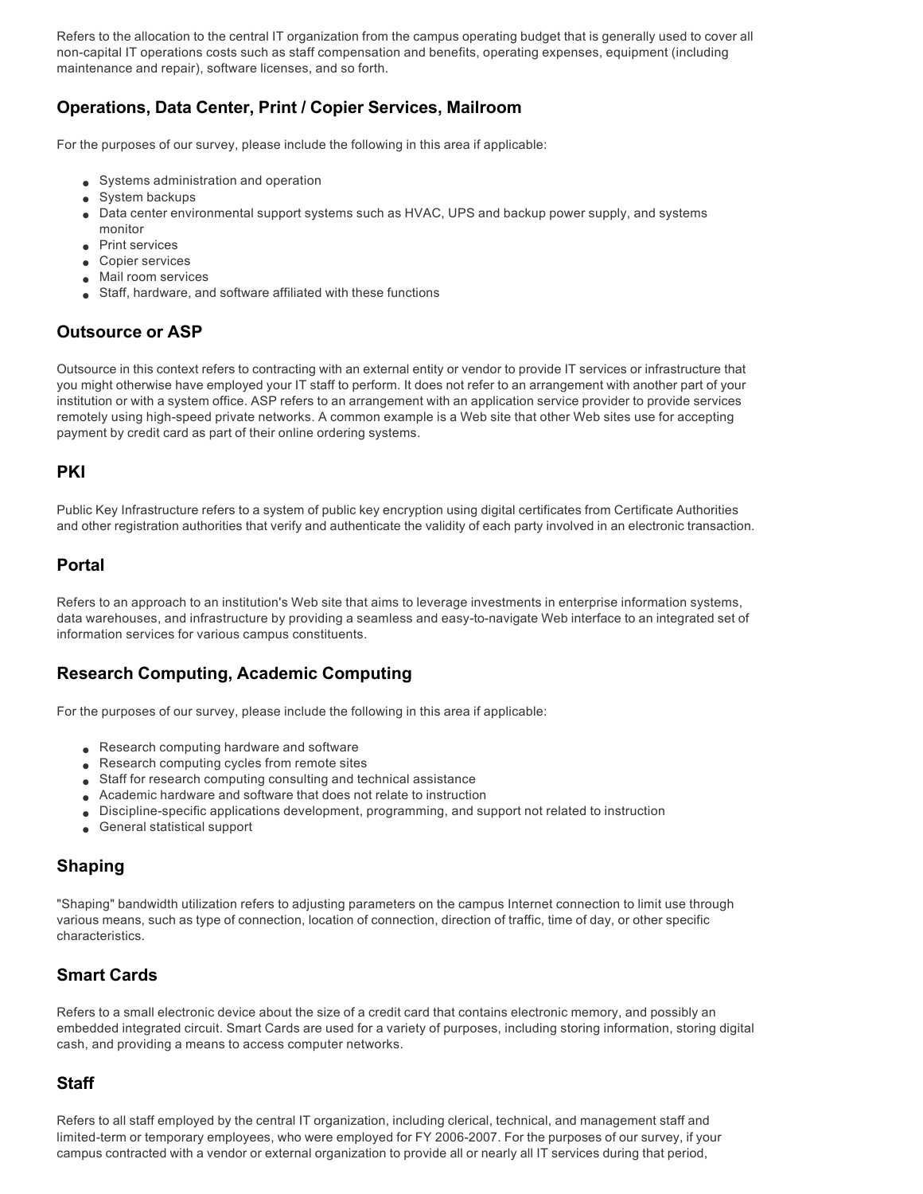Refers to the allocation to the central IT organization from the campus operating budget that is generally used to cover all non-capital IT operations costs such as staff compensation and benefits, operating expenses, equipment (including maintenance and repair), software licenses, and so forth.

## Operations, Data Center, Print / Copier Services, Mailroom

For the purposes of our survey, please include the following in this area if applicable:

- Systems administration and operation
- System backups
- Data center environmental support systems such as HVAC, UPS and backup power supply, and systems monitor
- Print services
- Copier services
- Mail room services
- Staff, hardware, and software affiliated with these functions

## Outsource or ASP

Outsource in this context refers to contracting with an external entity or vendor to provide IT services or infrastructure that you might otherwise have employed your IT staff to perform. It does not refer to an arrangement with another part of your institution or with a system office. ASP refers to an arrangement with an application service provider to provide services remotely using high-speed private networks. A common example is a Web site that other Web sites use for accepting payment by credit card as part of their online ordering systems.

## PKI

Public Key Infrastructure refers to a system of public key encryption using digital certificates from Certificate Authorities and other registration authorities that verify and authenticate the validity of each party involved in an electronic transaction.

## Portal

Refers to an approach to an institution's Web site that aims to leverage investments in enterprise information systems, data warehouses, and infrastructure by providing a seamless and easy-to-navigate Web interface to an integrated set of information services for various campus constituents.

## Research Computing, Academic Computing

For the purposes of our survey, please include the following in this area if applicable:

- Research computing hardware and software
- Research computing cycles from remote sites
- Staff for research computing consulting and technical assistance
- Academic hardware and software that does not relate to instruction
- Discipline-specific applications development, programming, and support not related to instruction
- General statistical support

## Shaping

"Shaping" bandwidth utilization refers to adjusting parameters on the campus Internet connection to limit use through various means, such as type of connection, location of connection, direction of traffic, time of day, or other specific characteristics.

## Smart Cards

Refers to a small electronic device about the size of a credit card that contains electronic memory, and possibly an embedded integrated circuit. Smart Cards are used for a variety of purposes, including storing information, storing digital cash, and providing a means to access computer networks.

## Staff

Refers to all staff employed by the central IT organization, including clerical, technical, and management staff and limited-term or temporary employees, who were employed for FY 2006-2007. For the purposes of our survey, if your campus contracted with a vendor or external organization to provide all or nearly all IT services during that period,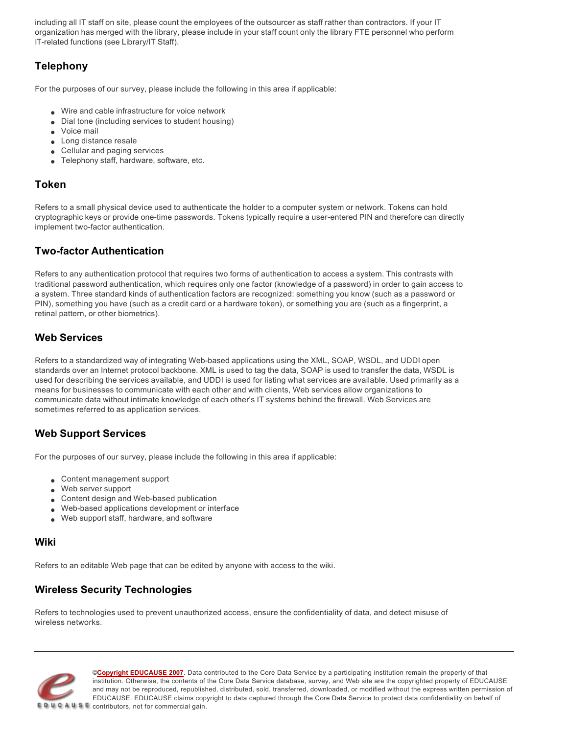including all IT staff on site, please count the employees of the outsourcer as staff rather than contractors. If your IT organization has merged with the library, please include in your staff count only the library FTE personnel who perform IT-related functions (see Library/IT Staff).

## Telephony

For the purposes of our survey, please include the following in this area if applicable:

- Wire and cable infrastructure for voice network
- Dial tone (including services to student housing)
- Voice mail
- Long distance resale
- Cellular and paging services
- Telephony staff, hardware, software, etc.

## Token

Refers to a small physical device used to authenticate the holder to a computer system or network. Tokens can hold cryptographic keys or provide one-time passwords. Tokens typically require a user-entered PIN and therefore can directly implement two-factor authentication.

## Two-factor Authentication

Refers to any authentication protocol that requires two forms of authentication to access a system. This contrasts with traditional password authentication, which requires only one factor (knowledge of a password) in order to gain access to a system. Three standard kinds of authentication factors are recognized: something you know (such as a password or PIN), something you have (such as a credit card or a hardware token), or something you are (such as a fingerprint, a retinal pattern, or other biometrics).

## Web Services

Refers to a standardized way of integrating Web-based applications using the XML, SOAP, WSDL, and UDDI open standards over an Internet protocol backbone. XML is used to tag the data, SOAP is used to transfer the data, WSDL is used for describing the services available, and UDDI is used for listing what services are available. Used primarily as a means for businesses to communicate with each other and with clients, Web services allow organizations to communicate data without intimate knowledge of each other's IT systems behind the firewall. Web Services are sometimes referred to as application services.

## Web Support Services

For the purposes of our survey, please include the following in this area if applicable:

- Content management support
- Web server support
- Content design and Web-based publication
- Web-based applications development or interface
- Web support staff, hardware, and software

## Wiki

Refers to an editable Web page that can be edited by anyone with access to the wiki.

## Wireless Security Technologies

Refers to technologies used to prevent unauthorized access, ensure the confidentiality of data, and detect misuse of wireless networks.

©**Copyright EDUCAUSE 2007**. Data contributed to the Core Data Service by a participating institution remain the property of that institution. Otherwise, the contents of the Core Data Service database, survey, and Web site are the copyrighted property of EDUCAUSE and may not be reproduced, republished, distributed, sold, transferred, downloaded, or modified without the express written permission of EDUCAUSE. EDUCAUSE claims copyright to data captured through the Core Data Service to protect data confidentiality on behalf of contributors, not for commercial gain.